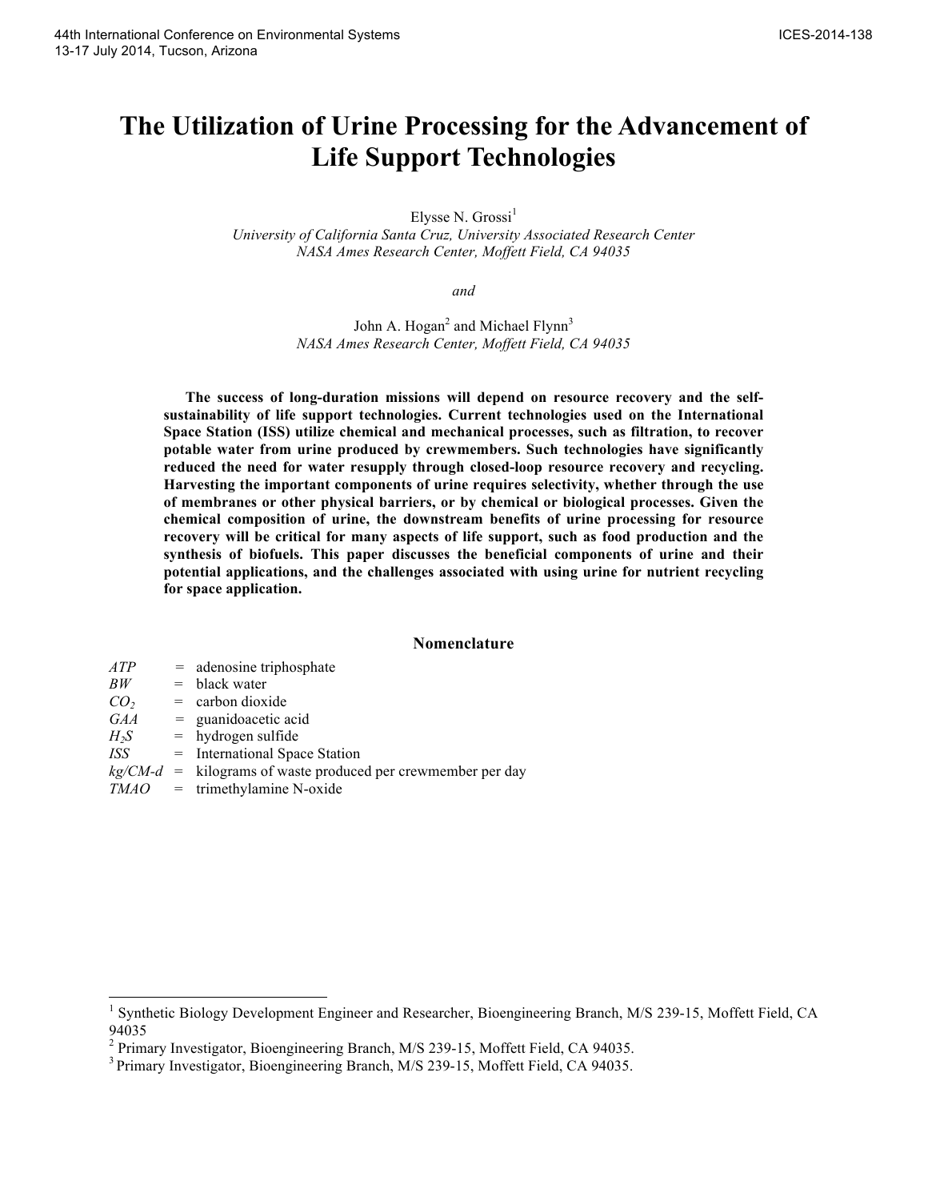# The Utilization of Urine Processing for the Advancement of Life Support Technologies

Elysse N. Grossi[1]
*University of California Santa Cruz, University Associated Research Center*
*NASA Ames Research Center, Moffett Field, CA 94035*

*and*

John A. Hogan[2] and Michael Flynn[3]
*NASA Ames Research Center, Moffett Field, CA 94035*

**The success of long-duration missions will depend on resource recovery and the self-sustainability of life support technologies. Current technologies used on the International Space Station (ISS) utilize chemical and mechanical processes, such as filtration, to recover potable water from urine produced by crewmembers. Such technologies have significantly reduced the need for water resupply through closed-loop resource recovery and recycling. Harvesting the important components of urine requires selectivity, whether through the use of membranes or other physical barriers, or by chemical or biological processes. Given the chemical composition of urine, the downstream benefits of urine processing for resource recovery will be critical for many aspects of life support, such as food production and the synthesis of biofuels. This paper discusses the beneficial components of urine and their potential applications, and the challenges associated with using urine for nutrient recycling for space application.**

## Nomenclature

| | | |
|---|---|---|
| *ATP* | = | adenosine triphosphate |
| *BW* | = | black water |
| *$CO_2$* | = | carbon dioxide |
| *GAA* | = | guanidoacetic acid |
| *$H_2S$* | = | hydrogen sulfide |
| *ISS* | = | International Space Station |
| *kg/CM-d* | = | kilograms of waste produced per crewmember per day |
| *TMAO* | = | trimethylamine N-oxide |

[1] Synthetic Biology Development Engineer and Researcher, Bioengineering Branch, M/S 239-15, Moffett Field, CA 94035

[2] Primary Investigator, Bioengineering Branch, M/S 239-15, Moffett Field, CA 94035.

[3] Primary Investigator, Bioengineering Branch, M/S 239-15, Moffett Field, CA 94035.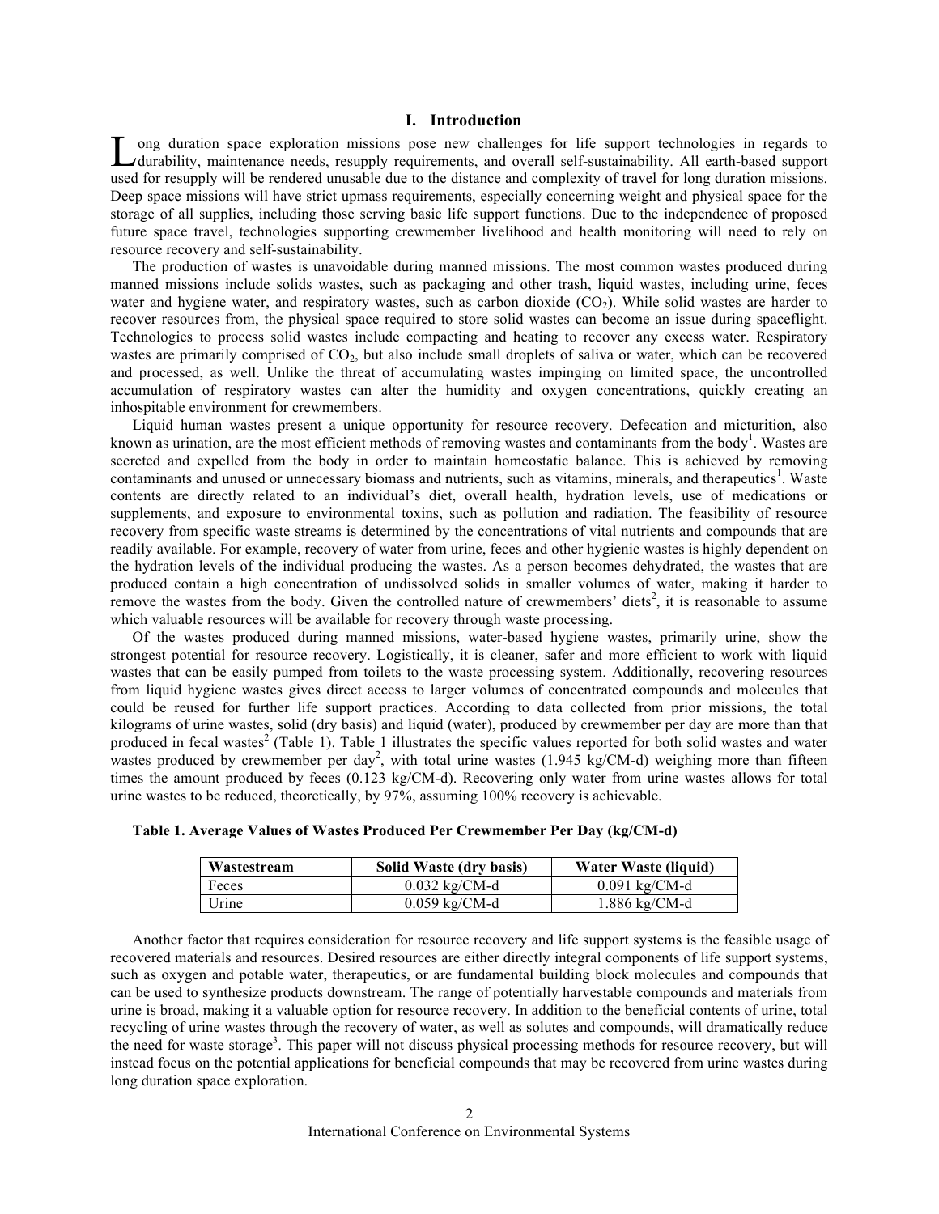# I. Introduction

Long duration space exploration missions pose new challenges for life support technologies in regards to durability, maintenance needs, resupply requirements, and overall self-sustainability. All earth-based support used for resupply will be rendered unusable due to the distance and complexity of travel for long duration missions. Deep space missions will have strict upmass requirements, especially concerning weight and physical space for the storage of all supplies, including those serving basic life support functions. Due to the independence of proposed future space travel, technologies supporting crewmember livelihood and health monitoring will need to rely on resource recovery and self-sustainability.

The production of wastes is unavoidable during manned missions. The most common wastes produced during manned missions include solids wastes, such as packaging and other trash, liquid wastes, including urine, feces water and hygiene water, and respiratory wastes, such as carbon dioxide ($CO_2$). While solid wastes are harder to recover resources from, the physical space required to store solid wastes can become an issue during spaceflight. Technologies to process solid wastes include compacting and heating to recover any excess water. Respiratory wastes are primarily comprised of $CO_2$, but also include small droplets of saliva or water, which can be recovered and processed, as well. Unlike the threat of accumulating wastes impinging on limited space, the uncontrolled accumulation of respiratory wastes can alter the humidity and oxygen concentrations, quickly creating an inhospitable environment for crewmembers.

Liquid human wastes present a unique opportunity for resource recovery. Defecation and micturition, also known as urination, are the most efficient methods of removing wastes and contaminants from the body[1]. Wastes are secreted and expelled from the body in order to maintain homeostatic balance. This is achieved by removing contaminants and unused or unnecessary biomass and nutrients, such as vitamins, minerals, and therapeutics[1]. Waste contents are directly related to an individual's diet, overall health, hydration levels, use of medications or supplements, and exposure to environmental toxins, such as pollution and radiation. The feasibility of resource recovery from specific waste streams is determined by the concentrations of vital nutrients and compounds that are readily available. For example, recovery of water from urine, feces and other hygienic wastes is highly dependent on the hydration levels of the individual producing the wastes. As a person becomes dehydrated, the wastes that are produced contain a high concentration of undissolved solids in smaller volumes of water, making it harder to remove the wastes from the body. Given the controlled nature of crewmembers' diets[2], it is reasonable to assume which valuable resources will be available for recovery through waste processing.

Of the wastes produced during manned missions, water-based hygiene wastes, primarily urine, show the strongest potential for resource recovery. Logistically, it is cleaner, safer and more efficient to work with liquid wastes that can be easily pumped from toilets to the waste processing system. Additionally, recovering resources from liquid hygiene wastes gives direct access to larger volumes of concentrated compounds and molecules that could be reused for further life support practices. According to data collected from prior missions, the total kilograms of urine wastes, solid (dry basis) and liquid (water), produced by crewmember per day are more than that produced in fecal wastes[2] (Table 1). Table 1 illustrates the specific values reported for both solid wastes and water wastes produced by crewmember per day[2], with total urine wastes (1.945 kg/CM-d) weighing more than fifteen times the amount produced by feces (0.123 kg/CM-d). Recovering only water from urine wastes allows for total urine wastes to be reduced, theoretically, by 97%, assuming 100% recovery is achievable.

**Table 1. Average Values of Wastes Produced Per Crewmember Per Day (kg/CM-d)**

| Wastestream | Solid Waste (dry basis) | Water Waste (liquid) |
|---|---|---|
| Feces | 0.032 kg/CM-d | 0.091 kg/CM-d |
| Urine | 0.059 kg/CM-d | 1.886 kg/CM-d |

Another factor that requires consideration for resource recovery and life support systems is the feasible usage of recovered materials and resources. Desired resources are either directly integral components of life support systems, such as oxygen and potable water, therapeutics, or are fundamental building block molecules and compounds that can be used to synthesize products downstream. The range of potentially harvestable compounds and materials from urine is broad, making it a valuable option for resource recovery. In addition to the beneficial contents of urine, total recycling of urine wastes through the recovery of water, as well as solutes and compounds, will dramatically reduce the need for waste storage[3]. This paper will not discuss physical processing methods for resource recovery, but will instead focus on the potential applications for beneficial compounds that may be recovered from urine wastes during long duration space exploration.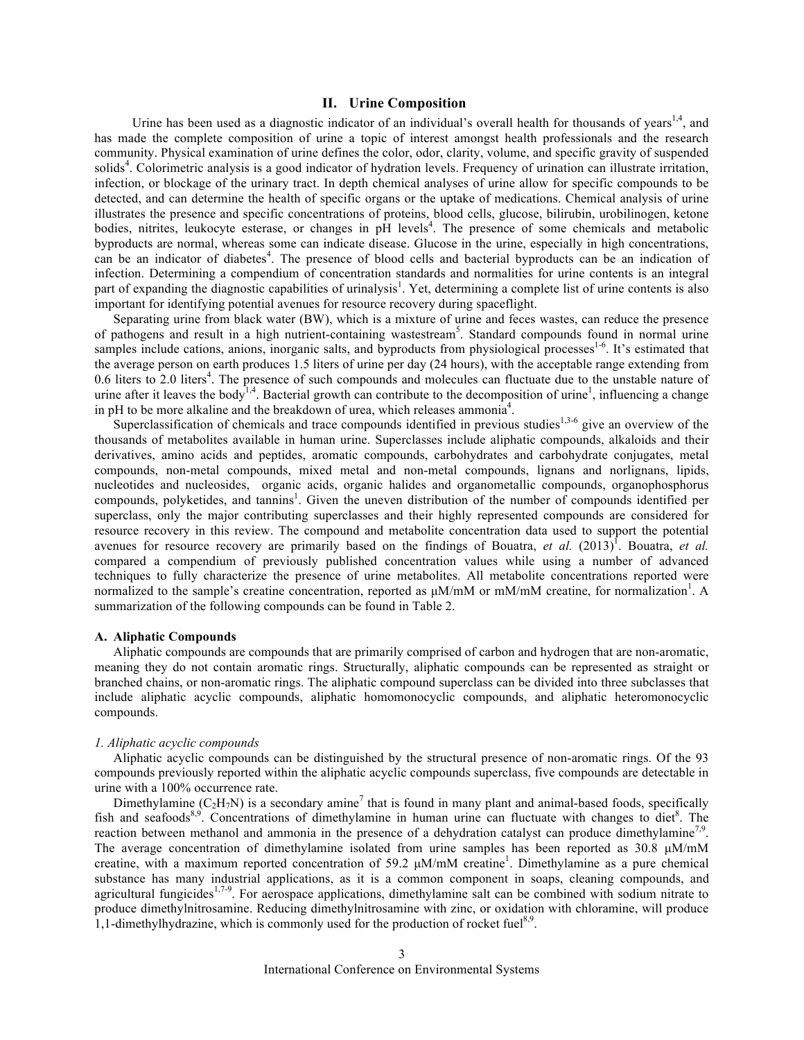## II. Urine Composition

Urine has been used as a diagnostic indicator of an individual's overall health for thousands of years[1,4], and has made the complete composition of urine a topic of interest amongst health professionals and the research community. Physical examination of urine defines the color, odor, clarity, volume, and specific gravity of suspended solids[4]. Colorimetric analysis is a good indicator of hydration levels. Frequency of urination can illustrate irritation, infection, or blockage of the urinary tract. In depth chemical analyses of urine allow for specific compounds to be detected, and can determine the health of specific organs or the uptake of medications. Chemical analysis of urine illustrates the presence and specific concentrations of proteins, blood cells, glucose, bilirubin, urobilinogen, ketone bodies, nitrites, leukocyte esterase, or changes in pH levels[4]. The presence of some chemicals and metabolic byproducts are normal, whereas some can indicate disease. Glucose in the urine, especially in high concentrations, can be an indicator of diabetes[4]. The presence of blood cells and bacterial byproducts can be an indication of infection. Determining a compendium of concentration standards and normalities for urine contents is an integral part of expanding the diagnostic capabilities of urinalysis[1]. Yet, determining a complete list of urine contents is also important for identifying potential avenues for resource recovery during spaceflight.

Separating urine from black water (BW), which is a mixture of urine and feces wastes, can reduce the presence of pathogens and result in a high nutrient-containing wastestream[5]. Standard compounds found in normal urine samples include cations, anions, inorganic salts, and byproducts from physiological processes[1-6]. It's estimated that the average person on earth produces 1.5 liters of urine per day (24 hours), with the acceptable range extending from 0.6 liters to 2.0 liters[4]. The presence of such compounds and molecules can fluctuate due to the unstable nature of urine after it leaves the body[1,4]. Bacterial growth can contribute to the decomposition of urine[1], influencing a change in pH to be more alkaline and the breakdown of urea, which releases ammonia[4].

Superclassification of chemicals and trace compounds identified in previous studies[1,3-6] give an overview of the thousands of metabolites available in human urine. Superclasses include aliphatic compounds, alkaloids and their derivatives, amino acids and peptides, aromatic compounds, carbohydrates and carbohydrate conjugates, metal compounds, non-metal compounds, mixed metal and non-metal compounds, lignans and norlignans, lipids, nucleotides and nucleosides, organic acids, organic halides and organometallic compounds, organophosphorus compounds, polyketides, and tannins[1]. Given the uneven distribution of the number of compounds identified per superclass, only the major contributing superclasses and their highly represented compounds are considered for resource recovery in this review. The compound and metabolite concentration data used to support the potential avenues for resource recovery are primarily based on the findings of Bouatra, *et al.* (2013)[1]. Bouatra, *et al.* compared a compendium of previously published concentration values while using a number of advanced techniques to fully characterize the presence of urine metabolites. All metabolite concentrations reported were normalized to the sample's creatine concentration, reported as μM/mM or mM/mM creatine, for normalization[1]. A summarization of the following compounds can be found in Table 2.

### A. Aliphatic Compounds

Aliphatic compounds are compounds that are primarily comprised of carbon and hydrogen that are non-aromatic, meaning they do not contain aromatic rings. Structurally, aliphatic compounds can be represented as straight or branched chains, or non-aromatic rings. The aliphatic compound superclass can be divided into three subclasses that include aliphatic acyclic compounds, aliphatic homomonocyclic compounds, and aliphatic heteromonocyclic compounds.

#### *1. Aliphatic acyclic compounds*

Aliphatic acyclic compounds can be distinguished by the structural presence of non-aromatic rings. Of the 93 compounds previously reported within the aliphatic acyclic compounds superclass, five compounds are detectable in urine with a 100% occurrence rate.

Dimethylamine ($C_2H_7N$) is a secondary amine[7] that is found in many plant and animal-based foods, specifically fish and seafoods[8,9]. Concentrations of dimethylamine in human urine can fluctuate with changes to diet[8]. The reaction between methanol and ammonia in the presence of a dehydration catalyst can produce dimethylamine[7,9]. The average concentration of dimethylamine isolated from urine samples has been reported as 30.8 μM/mM creatine, with a maximum reported concentration of 59.2 μM/mM creatine[1]. Dimethylamine as a pure chemical substance has many industrial applications, as it is a common component in soaps, cleaning compounds, and agricultural fungicides[1,7-9]. For aerospace applications, dimethylamine salt can be combined with sodium nitrate to produce dimethylnitrosamine. Reducing dimethylnitrosamine with zinc, or oxidation with chloramine, will produce 1,1-dimethylhydrazine, which is commonly used for the production of rocket fuel[8,9].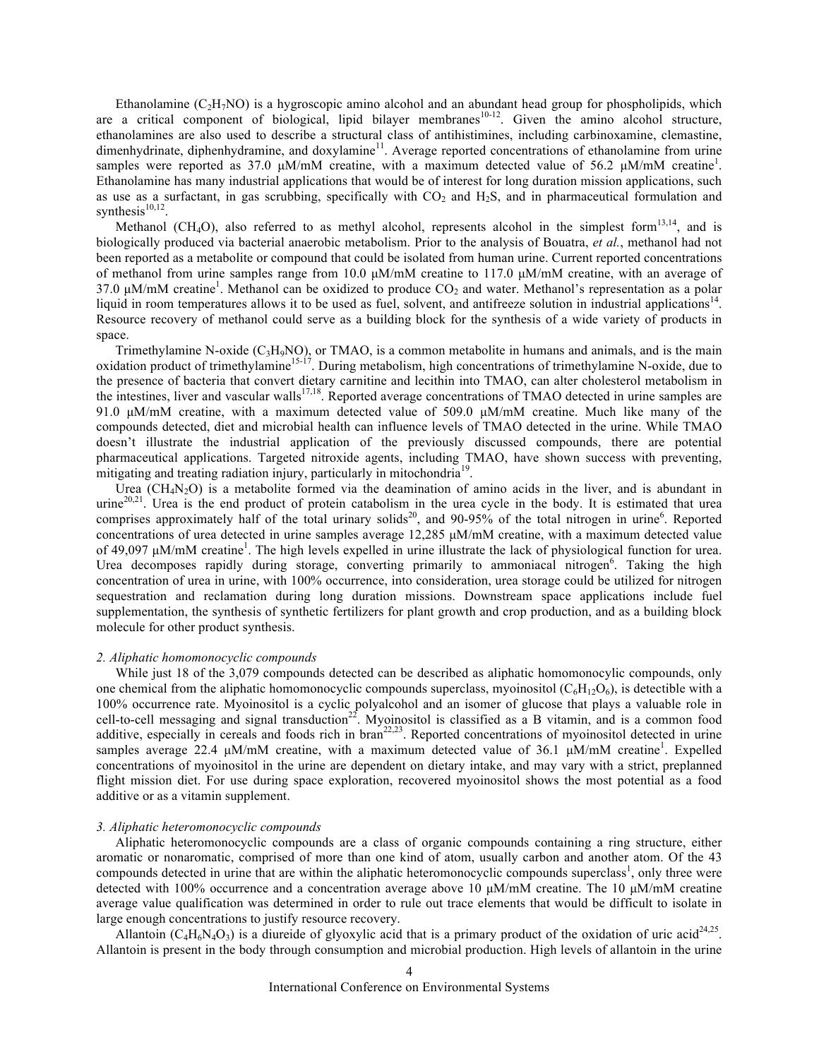Ethanolamine ($C_2H_7NO$) is a hygroscopic amino alcohol and an abundant head group for phospholipids, which are a critical component of biological, lipid bilayer membranes[10-12]. Given the amino alcohol structure, ethanolamines are also used to describe a structural class of antihistimines, including carbinoxamine, clemastine, dimenhydrinate, diphenhydramine, and doxylamine[11]. Average reported concentrations of ethanolamine from urine samples were reported as 37.0 μM/mM creatine, with a maximum detected value of 56.2 μM/mM creatine[1]. Ethanolamine has many industrial applications that would be of interest for long duration mission applications, such as use as a surfactant, in gas scrubbing, specifically with $CO_2$ and $H_2S$, and in pharmaceutical formulation and synthesis[10,12].

Methanol ($CH_4O$), also referred to as methyl alcohol, represents alcohol in the simplest form[13,14], and is biologically produced via bacterial anaerobic metabolism. Prior to the analysis of Bouatra, *et al.*, methanol had not been reported as a metabolite or compound that could be isolated from human urine. Current reported concentrations of methanol from urine samples range from 10.0 μM/mM creatine to 117.0 μM/mM creatine, with an average of 37.0 μM/mM creatine[1]. Methanol can be oxidized to produce $CO_2$ and water. Methanol's representation as a polar liquid in room temperatures allows it to be used as fuel, solvent, and antifreeze solution in industrial applications[14]. Resource recovery of methanol could serve as a building block for the synthesis of a wide variety of products in space.

Trimethylamine N-oxide ($C_3H_9NO$), or TMAO, is a common metabolite in humans and animals, and is the main oxidation product of trimethylamine[15-17]. During metabolism, high concentrations of trimethylamine N-oxide, due to the presence of bacteria that convert dietary carnitine and lecithin into TMAO, can alter cholesterol metabolism in the intestines, liver and vascular walls[17,18]. Reported average concentrations of TMAO detected in urine samples are 91.0 μM/mM creatine, with a maximum detected value of 509.0 μM/mM creatine. Much like many of the compounds detected, diet and microbial health can influence levels of TMAO detected in the urine. While TMAO doesn't illustrate the industrial application of the previously discussed compounds, there are potential pharmaceutical applications. Targeted nitroxide agents, including TMAO, have shown success with preventing, mitigating and treating radiation injury, particularly in mitochondria[19].

Urea ($CH_4N_2O$) is a metabolite formed via the deamination of amino acids in the liver, and is abundant in urine[20,21]. Urea is the end product of protein catabolism in the urea cycle in the body. It is estimated that urea comprises approximately half of the total urinary solids[20], and 90-95% of the total nitrogen in urine[6]. Reported concentrations of urea detected in urine samples average 12,285 μM/mM creatine, with a maximum detected value of 49,097 μM/mM creatine[1]. The high levels expelled in urine illustrate the lack of physiological function for urea. Urea decomposes rapidly during storage, converting primarily to ammoniacal nitrogen[6]. Taking the high concentration of urea in urine, with 100% occurrence, into consideration, urea storage could be utilized for nitrogen sequestration and reclamation during long duration missions. Downstream space applications include fuel supplementation, the synthesis of synthetic fertilizers for plant growth and crop production, and as a building block molecule for other product synthesis.

*2. Aliphatic homomonocyclic compounds*

While just 18 of the 3,079 compounds detected can be described as aliphatic homomonocylic compounds, only one chemical from the aliphatic homomonocyclic compounds superclass, myoinositol ($C_6H_{12}O_6$), is detectible with a 100% occurrence rate. Myoinositol is a cyclic polyalcohol and an isomer of glucose that plays a valuable role in cell-to-cell messaging and signal transduction[22]. Myoinositol is classified as a B vitamin, and is a common food additive, especially in cereals and foods rich in bran[22,23]. Reported concentrations of myoinositol detected in urine samples average 22.4 μM/mM creatine, with a maximum detected value of 36.1 μM/mM creatine[1]. Expelled concentrations of myoinositol in the urine are dependent on dietary intake, and may vary with a strict, preplanned flight mission diet. For use during space exploration, recovered myoinositol shows the most potential as a food additive or as a vitamin supplement.

*3. Aliphatic heteromonocyclic compounds*

Aliphatic heteromonocyclic compounds are a class of organic compounds containing a ring structure, either aromatic or nonaromatic, comprised of more than one kind of atom, usually carbon and another atom. Of the 43 compounds detected in urine that are within the aliphatic heteromonocyclic compounds superclass[1], only three were detected with 100% occurrence and a concentration average above 10 μM/mM creatine. The 10 μM/mM creatine average value qualification was determined in order to rule out trace elements that would be difficult to isolate in large enough concentrations to justify resource recovery.

Allantoin ($C_4H_6N_4O_3$) is a diureide of glyoxylic acid that is a primary product of the oxidation of uric acid[24,25]. Allantoin is present in the body through consumption and microbial production. High levels of allantoin in the urine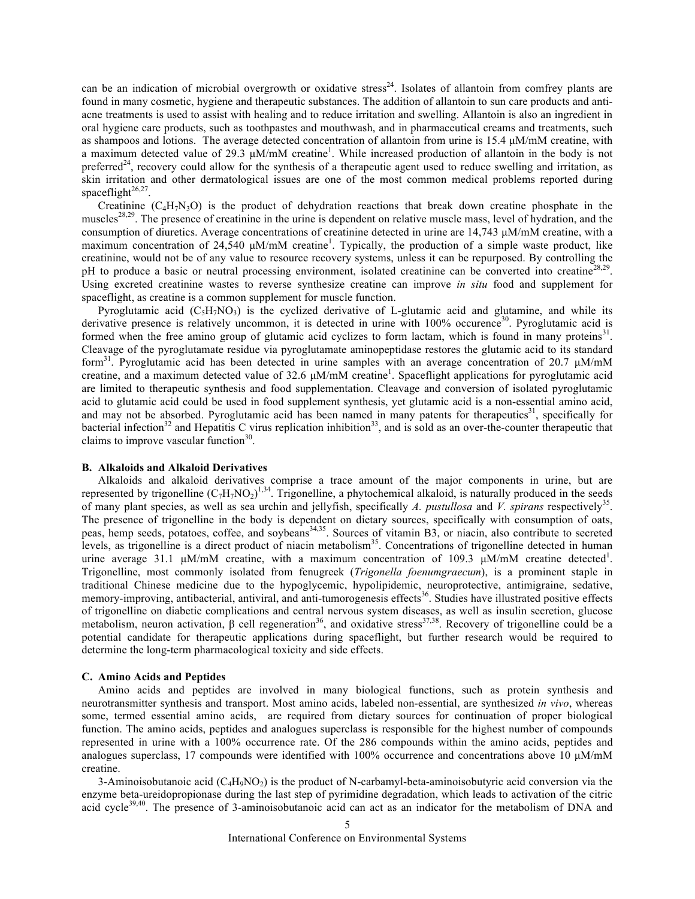can be an indication of microbial overgrowth or oxidative stress[24]. Isolates of allantoin from comfrey plants are found in many cosmetic, hygiene and therapeutic substances. The addition of allantoin to sun care products and anti-acne treatments is used to assist with healing and to reduce irritation and swelling. Allantoin is also an ingredient in oral hygiene care products, such as toothpastes and mouthwash, and in pharmaceutical creams and treatments, such as shampoos and lotions. The average detected concentration of allantoin from urine is 15.4 µM/mM creatine, with a maximum detected value of 29.3 µM/mM creatine[1]. While increased production of allantoin in the body is not preferred[24], recovery could allow for the synthesis of a therapeutic agent used to reduce swelling and irritation, as skin irritation and other dermatological issues are one of the most common medical problems reported during spaceflight[26,27].

Creatinine ($C_4H_7N_3O$) is the product of dehydration reactions that break down creatine phosphate in the muscles[28,29]. The presence of creatinine in the urine is dependent on relative muscle mass, level of hydration, and the consumption of diuretics. Average concentrations of creatinine detected in urine are 14,743 µM/mM creatine, with a maximum concentration of 24,540 µM/mM creatine[1]. Typically, the production of a simple waste product, like creatinine, would not be of any value to resource recovery systems, unless it can be repurposed. By controlling the pH to produce a basic or neutral processing environment, isolated creatinine can be converted into creatine[28,29]. Using excreted creatinine wastes to reverse synthesize creatine can improve *in situ* food and supplement for spaceflight, as creatine is a common supplement for muscle function.

Pyroglutamic acid ($C_5H_7NO_3$) is the cyclized derivative of L-glutamic acid and glutamine, and while its derivative presence is relatively uncommon, it is detected in urine with 100% occurence[30]. Pyroglutamic acid is formed when the free amino group of glutamic acid cyclizes to form lactam, which is found in many proteins[31]. Cleavage of the pyroglutamate residue via pyroglutamate aminopeptidase restores the glutamic acid to its standard form[31]. Pyroglutamic acid has been detected in urine samples with an average concentration of 20.7 µM/mM creatine, and a maximum detected value of 32.6 µM/mM creatine[1]. Spaceflight applications for pyroglutamic acid are limited to therapeutic synthesis and food supplementation. Cleavage and conversion of isolated pyroglutamic acid to glutamic acid could be used in food supplement synthesis, yet glutamic acid is a non-essential amino acid, and may not be absorbed. Pyroglutamic acid has been named in many patents for therapeutics[31], specifically for bacterial infection[32] and Hepatitis C virus replication inhibition[33], and is sold as an over-the-counter therapeutic that claims to improve vascular function[30].

### B. Alkaloids and Alkaloid Derivatives

Alkaloids and alkaloid derivatives comprise a trace amount of the major components in urine, but are represented by trigonelline ($C_7H_7NO_2$)[1,34]. Trigonelline, a phytochemical alkaloid, is naturally produced in the seeds of many plant species, as well as sea urchin and jellyfish, specifically *A. pustullosa* and *V. spirans* respectively[35]. The presence of trigonelline in the body is dependent on dietary sources, specifically with consumption of oats, peas, hemp seeds, potatoes, coffee, and soybeans[34,35]. Sources of vitamin B3, or niacin, also contribute to secreted levels, as trigonelline is a direct product of niacin metabolism[35]. Concentrations of trigonelline detected in human urine average 31.1 µM/mM creatine, with a maximum concentration of 109.3 µM/mM creatine detected[1]. Trigonelline, most commonly isolated from fenugreek (*Trigonella foenumgraecum*), is a prominent staple in traditional Chinese medicine due to the hypoglycemic, hypolipidemic, neuroprotective, antimigraine, sedative, memory-improving, antibacterial, antiviral, and anti-tumorogenesis effects[36]. Studies have illustrated positive effects of trigonelline on diabetic complications and central nervous system diseases, as well as insulin secretion, glucose metabolism, neuron activation, β cell regeneration[36], and oxidative stress[37,38]. Recovery of trigonelline could be a potential candidate for therapeutic applications during spaceflight, but further research would be required to determine the long-term pharmacological toxicity and side effects.

### C. Amino Acids and Peptides

Amino acids and peptides are involved in many biological functions, such as protein synthesis and neurotransmitter synthesis and transport. Most amino acids, labeled non-essential, are synthesized *in vivo*, whereas some, termed essential amino acids, are required from dietary sources for continuation of proper biological function. The amino acids, peptides and analogues superclass is responsible for the highest number of compounds represented in urine with a 100% occurrence rate. Of the 286 compounds within the amino acids, peptides and analogues superclass, 17 compounds were identified with 100% occurrence and concentrations above 10 µM/mM creatine.

3-Aminoisobutanoic acid ($C_4H_9NO_2$) is the product of N-carbamyl-beta-aminoisobutyric acid conversion via the enzyme beta-ureidopropionase during the last step of pyrimidine degradation, which leads to activation of the citric acid cycle[39,40]. The presence of 3-aminoisobutanoic acid can act as an indicator for the metabolism of DNA and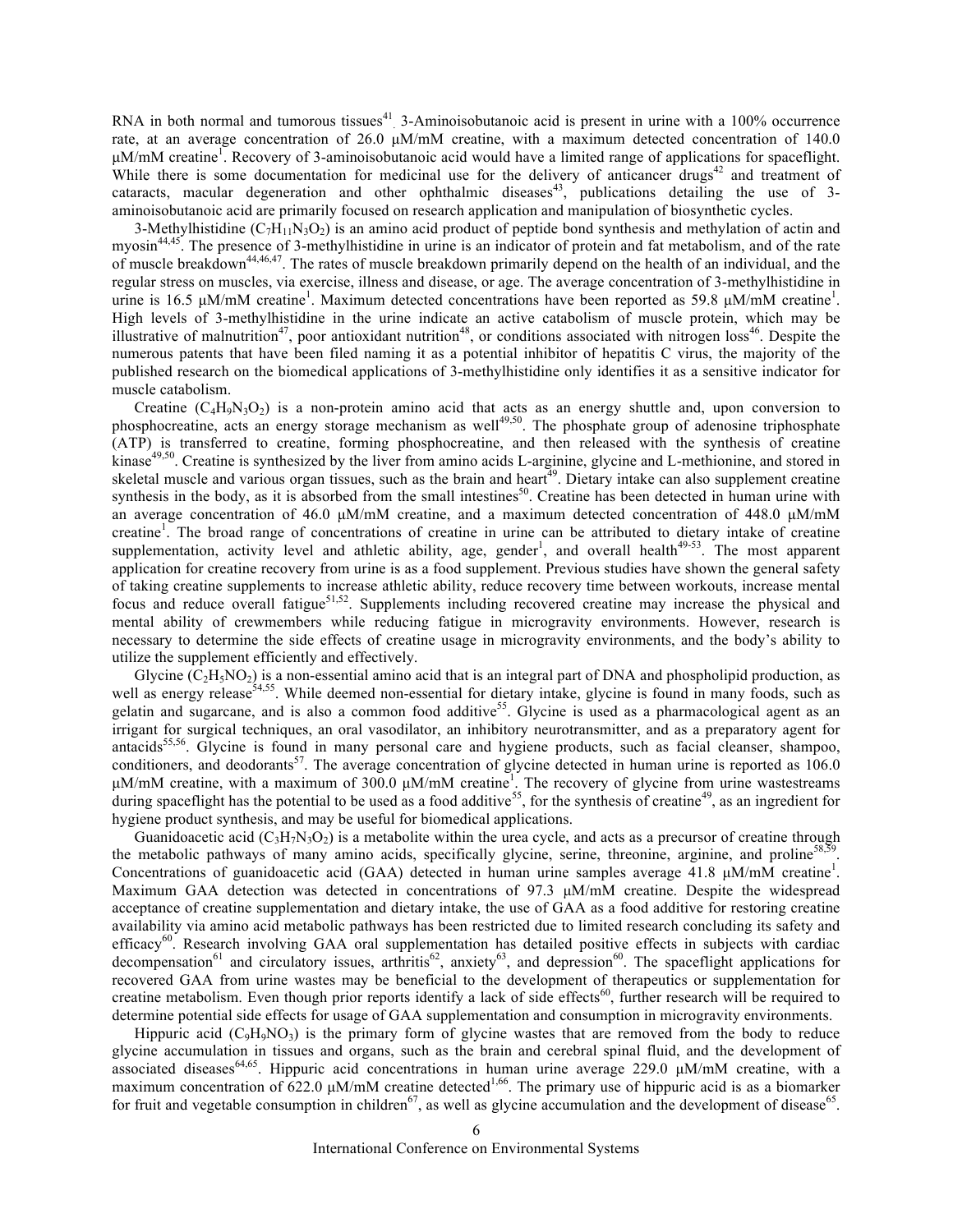RNA in both normal and tumorous tissues[41]. 3-Aminoisobutanoic acid is present in urine with a 100% occurrence rate, at an average concentration of 26.0 μM/mM creatine, with a maximum detected concentration of 140.0 μM/mM creatine[1]. Recovery of 3-aminoisobutanoic acid would have a limited range of applications for spaceflight. While there is some documentation for medicinal use for the delivery of anticancer drugs[42] and treatment of cataracts, macular degeneration and other ophthalmic diseases[43], publications detailing the use of 3-aminoisobutanoic acid are primarily focused on research application and manipulation of biosynthetic cycles.

3-Methylhistidine ($C_7H_{11}N_3O_2$) is an amino acid product of peptide bond synthesis and methylation of actin and myosin[44,45]. The presence of 3-methylhistidine in urine is an indicator of protein and fat metabolism, and of the rate of muscle breakdown[44,46,47]. The rates of muscle breakdown primarily depend on the health of an individual, and the regular stress on muscles, via exercise, illness and disease, or age. The average concentration of 3-methylhistidine in urine is 16.5 μM/mM creatine[1]. Maximum detected concentrations have been reported as 59.8 μM/mM creatine[1]. High levels of 3-methylhistidine in the urine indicate an active catabolism of muscle protein, which may be illustrative of malnutrition[47], poor antioxidant nutrition[48], or conditions associated with nitrogen loss[46]. Despite the numerous patents that have been filed naming it as a potential inhibitor of hepatitis C virus, the majority of the published research on the biomedical applications of 3-methylhistidine only identifies it as a sensitive indicator for muscle catabolism.

Creatine ($C_4H_9N_3O_2$) is a non-protein amino acid that acts as an energy shuttle and, upon conversion to phosphocreatine, acts an energy storage mechanism as well[49,50]. The phosphate group of adenosine triphosphate (ATP) is transferred to creatine, forming phosphocreatine, and then released with the synthesis of creatine kinase[49,50]. Creatine is synthesized by the liver from amino acids L-arginine, glycine and L-methionine, and stored in skeletal muscle and various organ tissues, such as the brain and heart[49]. Dietary intake can also supplement creatine synthesis in the body, as it is absorbed from the small intestines[50]. Creatine has been detected in human urine with an average concentration of 46.0 μM/mM creatine, and a maximum detected concentration of 448.0 μM/mM creatine[1]. The broad range of concentrations of creatine in urine can be attributed to dietary intake of creatine supplementation, activity level and athletic ability, age, gender[1], and overall health[49-53]. The most apparent application for creatine recovery from urine is as a food supplement. Previous studies have shown the general safety of taking creatine supplements to increase athletic ability, reduce recovery time between workouts, increase mental focus and reduce overall fatigue[51,52]. Supplements including recovered creatine may increase the physical and mental ability of crewmembers while reducing fatigue in microgravity environments. However, research is necessary to determine the side effects of creatine usage in microgravity environments, and the body's ability to utilize the supplement efficiently and effectively.

Glycine ($C_2H_5NO_2$) is a non-essential amino acid that is an integral part of DNA and phospholipid production, as well as energy release[54,55]. While deemed non-essential for dietary intake, glycine is found in many foods, such as gelatin and sugarcane, and is also a common food additive[55]. Glycine is used as a pharmacological agent as an irrigant for surgical techniques, an oral vasodilator, an inhibitory neurotransmitter, and as a preparatory agent for antacids[55,56]. Glycine is found in many personal care and hygiene products, such as facial cleanser, shampoo, conditioners, and deodorants[57]. The average concentration of glycine detected in human urine is reported as 106.0 μM/mM creatine, with a maximum of 300.0 μM/mM creatine[1]. The recovery of glycine from urine wastestreams during spaceflight has the potential to be used as a food additive[55], for the synthesis of creatine[49], as an ingredient for hygiene product synthesis, and may be useful for biomedical applications.

Guanidoacetic acid ($C_3H_7N_3O_2$) is a metabolite within the urea cycle, and acts as a precursor of creatine through the metabolic pathways of many amino acids, specifically glycine, serine, threonine, arginine, and proline[58,59]. Concentrations of guanidoacetic acid (GAA) detected in human urine samples average 41.8 μM/mM creatine[1]. Maximum GAA detection was detected in concentrations of 97.3 μM/mM creatine. Despite the widespread acceptance of creatine supplementation and dietary intake, the use of GAA as a food additive for restoring creatine availability via amino acid metabolic pathways has been restricted due to limited research concluding its safety and efficacy[60]. Research involving GAA oral supplementation has detailed positive effects in subjects with cardiac decompensation[61] and circulatory issues, arthritis[62], anxiety[63], and depression[60]. The spaceflight applications for recovered GAA from urine wastes may be beneficial to the development of therapeutics or supplementation for creatine metabolism. Even though prior reports identify a lack of side effects[60], further research will be required to determine potential side effects for usage of GAA supplementation and consumption in microgravity environments.

Hippuric acid ($C_9H_9NO_3$) is the primary form of glycine wastes that are removed from the body to reduce glycine accumulation in tissues and organs, such as the brain and cerebral spinal fluid, and the development of associated diseases[64,65]. Hippuric acid concentrations in human urine average 229.0 μM/mM creatine, with a maximum concentration of 622.0 μM/mM creatine detected[1,66]. The primary use of hippuric acid is as a biomarker for fruit and vegetable consumption in children[67], as well as glycine accumulation and the development of disease[65].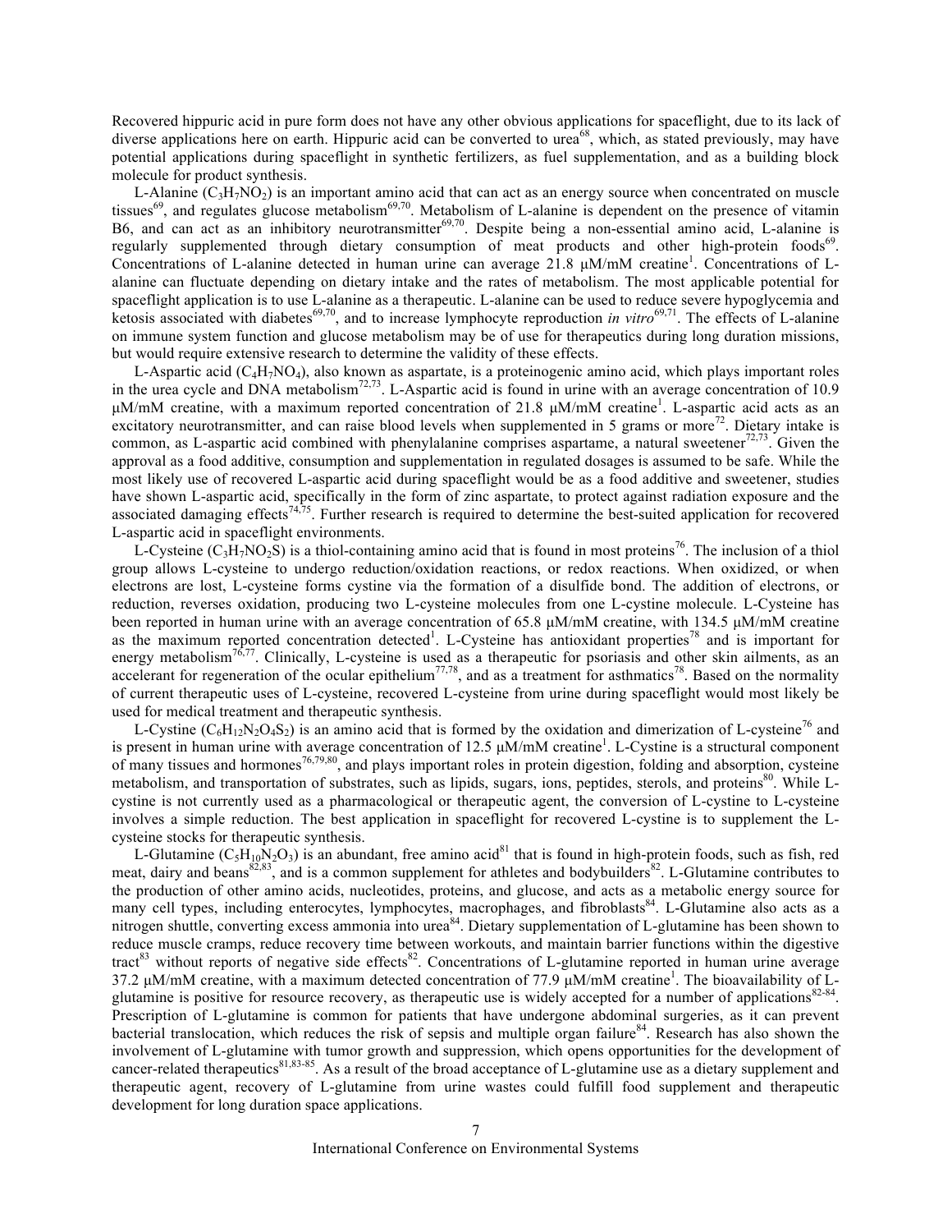Recovered hippuric acid in pure form does not have any other obvious applications for spaceflight, due to its lack of diverse applications here on earth. Hippuric acid can be converted to urea[68], which, as stated previously, may have potential applications during spaceflight in synthetic fertilizers, as fuel supplementation, and as a building block molecule for product synthesis.

L-Alanine ($C_3H_7NO_2$) is an important amino acid that can act as an energy source when concentrated on muscle tissues[69], and regulates glucose metabolism[69,70]. Metabolism of L-alanine is dependent on the presence of vitamin B6, and can act as an inhibitory neurotransmitter[69,70]. Despite being a non-essential amino acid, L-alanine is regularly supplemented through dietary consumption of meat products and other high-protein foods[69]. Concentrations of L-alanine detected in human urine can average 21.8 µM/mM creatine[1]. Concentrations of L-alanine can fluctuate depending on dietary intake and the rates of metabolism. The most applicable potential for spaceflight application is to use L-alanine as a therapeutic. L-alanine can be used to reduce severe hypoglycemia and ketosis associated with diabetes[69,70], and to increase lymphocyte reproduction *in vitro*[69,71]. The effects of L-alanine on immune system function and glucose metabolism may be of use for therapeutics during long duration missions, but would require extensive research to determine the validity of these effects.

L-Aspartic acid ($C_4H_7NO_4$), also known as aspartate, is a proteinogenic amino acid, which plays important roles in the urea cycle and DNA metabolism[72,73]. L-Aspartic acid is found in urine with an average concentration of 10.9 µM/mM creatine, with a maximum reported concentration of 21.8 µM/mM creatine[1]. L-aspartic acid acts as an excitatory neurotransmitter, and can raise blood levels when supplemented in 5 grams or more[72]. Dietary intake is common, as L-aspartic acid combined with phenylalanine comprises aspartame, a natural sweetener[72,73]. Given the approval as a food additive, consumption and supplementation in regulated dosages is assumed to be safe. While the most likely use of recovered L-aspartic acid during spaceflight would be as a food additive and sweetener, studies have shown L-aspartic acid, specifically in the form of zinc aspartate, to protect against radiation exposure and the associated damaging effects[74,75]. Further research is required to determine the best-suited application for recovered L-aspartic acid in spaceflight environments.

L-Cysteine ($C_3H_7NO_2S$) is a thiol-containing amino acid that is found in most proteins[76]. The inclusion of a thiol group allows L-cysteine to undergo reduction/oxidation reactions, or redox reactions. When oxidized, or when electrons are lost, L-cysteine forms cystine via the formation of a disulfide bond. The addition of electrons, or reduction, reverses oxidation, producing two L-cysteine molecules from one L-cystine molecule. L-Cysteine has been reported in human urine with an average concentration of 65.8 µM/mM creatine, with 134.5 µM/mM creatine as the maximum reported concentration detected[1]. L-Cysteine has antioxidant properties[78] and is important for energy metabolism[76,77]. Clinically, L-cysteine is used as a therapeutic for psoriasis and other skin ailments, as an accelerant for regeneration of the ocular epithelium[77,78], and as a treatment for asthmatics[78]. Based on the normality of current therapeutic uses of L-cysteine, recovered L-cysteine from urine during spaceflight would most likely be used for medical treatment and therapeutic synthesis.

L-Cystine ($C_6H_{12}N_2O_4S_2$) is an amino acid that is formed by the oxidation and dimerization of L-cysteine[76] and is present in human urine with average concentration of 12.5 µM/mM creatine[1]. L-Cystine is a structural component of many tissues and hormones[76,79,80], and plays important roles in protein digestion, folding and absorption, cysteine metabolism, and transportation of substrates, such as lipids, sugars, ions, peptides, sterols, and proteins[80]. While L-cystine is not currently used as a pharmacological or therapeutic agent, the conversion of L-cystine to L-cysteine involves a simple reduction. The best application in spaceflight for recovered L-cystine is to supplement the L-cysteine stocks for therapeutic synthesis.

L-Glutamine ($C_5H_{10}N_2O_3$) is an abundant, free amino acid[81] that is found in high-protein foods, such as fish, red meat, dairy and beans[82,83], and is a common supplement for athletes and bodybuilders[82]. L-Glutamine contributes to the production of other amino acids, nucleotides, proteins, and glucose, and acts as a metabolic energy source for many cell types, including enterocytes, lymphocytes, macrophages, and fibroblasts[84]. L-Glutamine also acts as a nitrogen shuttle, converting excess ammonia into urea[84]. Dietary supplementation of L-glutamine has been shown to reduce muscle cramps, reduce recovery time between workouts, and maintain barrier functions within the digestive tract[83] without reports of negative side effects[82]. Concentrations of L-glutamine reported in human urine average 37.2 µM/mM creatine, with a maximum detected concentration of 77.9 µM/mM creatine[1]. The bioavailability of L-glutamine is positive for resource recovery, as therapeutic use is widely accepted for a number of applications[82-84]. Prescription of L-glutamine is common for patients that have undergone abdominal surgeries, as it can prevent bacterial translocation, which reduces the risk of sepsis and multiple organ failure[84]. Research has also shown the involvement of L-glutamine with tumor growth and suppression, which opens opportunities for the development of cancer-related therapeutics[81,83-85]. As a result of the broad acceptance of L-glutamine use as a dietary supplement and therapeutic agent, recovery of L-glutamine from urine wastes could fulfill food supplement and therapeutic development for long duration space applications.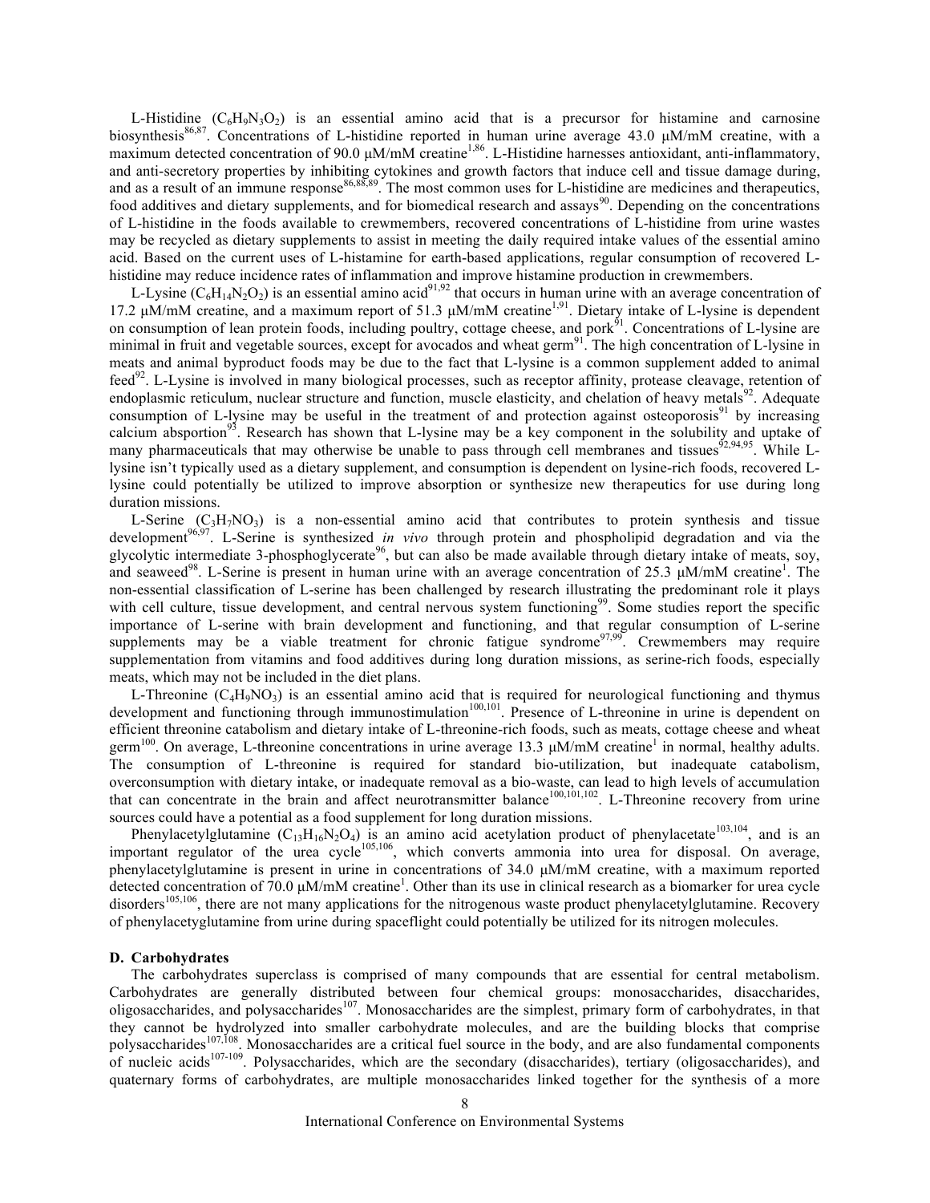L-Histidine ($C_6H_9N_3O_2$) is an essential amino acid that is a precursor for histamine and carnosine biosynthesis[86,87]. Concentrations of L-histidine reported in human urine average 43.0 μM/mM creatine, with a maximum detected concentration of 90.0 μM/mM creatine[1,86]. L-Histidine harnesses antioxidant, anti-inflammatory, and anti-secretory properties by inhibiting cytokines and growth factors that induce cell and tissue damage during, and as a result of an immune response[86,88,89]. The most common uses for L-histidine are medicines and therapeutics, food additives and dietary supplements, and for biomedical research and assays[90]. Depending on the concentrations of L-histidine in the foods available to crewmembers, recovered concentrations of L-histidine from urine wastes may be recycled as dietary supplements to assist in meeting the daily required intake values of the essential amino acid. Based on the current uses of L-histamine for earth-based applications, regular consumption of recovered L-histidine may reduce incidence rates of inflammation and improve histamine production in crewmembers.

L-Lysine ($C_6H_{14}N_2O_2$) is an essential amino acid[91,92] that occurs in human urine with an average concentration of 17.2 μM/mM creatine, and a maximum report of 51.3 μM/mM creatine[1,91]. Dietary intake of L-lysine is dependent on consumption of lean protein foods, including poultry, cottage cheese, and pork[91]. Concentrations of L-lysine are minimal in fruit and vegetable sources, except for avocados and wheat germ[91]. The high concentration of L-lysine in meats and animal byproduct foods may be due to the fact that L-lysine is a common supplement added to animal feed[92]. L-Lysine is involved in many biological processes, such as receptor affinity, protease cleavage, retention of endoplasmic reticulum, nuclear structure and function, muscle elasticity, and chelation of heavy metals[92]. Adequate consumption of L-lysine may be useful in the treatment of and protection against osteoporosis[91] by increasing calcium absportion[93]. Research has shown that L-lysine may be a key component in the solubility and uptake of many pharmaceuticals that may otherwise be unable to pass through cell membranes and tissues[92,94,95]. While L-lysine isn't typically used as a dietary supplement, and consumption is dependent on lysine-rich foods, recovered L-lysine could potentially be utilized to improve absorption or synthesize new therapeutics for use during long duration missions.

L-Serine ($C_3H_7NO_3$) is a non-essential amino acid that contributes to protein synthesis and tissue development[96,97]. L-Serine is synthesized *in vivo* through protein and phospholipid degradation and via the glycolytic intermediate 3-phosphoglycerate[96], but can also be made available through dietary intake of meats, soy, and seaweed[98]. L-Serine is present in human urine with an average concentration of 25.3 μM/mM creatine[1]. The non-essential classification of L-serine has been challenged by research illustrating the predominant role it plays with cell culture, tissue development, and central nervous system functioning[99]. Some studies report the specific importance of L-serine with brain development and functioning, and that regular consumption of L-serine supplements may be a viable treatment for chronic fatigue syndrome[97,99]. Crewmembers may require supplementation from vitamins and food additives during long duration missions, as serine-rich foods, especially meats, which may not be included in the diet plans.

L-Threonine ($C_4H_9NO_3$) is an essential amino acid that is required for neurological functioning and thymus development and functioning through immunostimulation[100,101]. Presence of L-threonine in urine is dependent on efficient threonine catabolism and dietary intake of L-threonine-rich foods, such as meats, cottage cheese and wheat germ[100]. On average, L-threonine concentrations in urine average 13.3 μM/mM creatine[1] in normal, healthy adults. The consumption of L-threonine is required for standard bio-utilization, but inadequate catabolism, overconsumption with dietary intake, or inadequate removal as a bio-waste, can lead to high levels of accumulation that can concentrate in the brain and affect neurotransmitter balance[100,101,102]. L-Threonine recovery from urine sources could have a potential as a food supplement for long duration missions.

Phenylacetylglutamine ($C_{13}H_{16}N_2O_4$) is an amino acid acetylation product of phenylacetate[103,104], and is an important regulator of the urea cycle[105,106], which converts ammonia into urea for disposal. On average, phenylacetylglutamine is present in urine in concentrations of 34.0 μM/mM creatine, with a maximum reported detected concentration of 70.0 μM/mM creatine[1]. Other than its use in clinical research as a biomarker for urea cycle disorders[105,106], there are not many applications for the nitrogenous waste product phenylacetylglutamine. Recovery of phenylacetyglutamine from urine during spaceflight could potentially be utilized for its nitrogen molecules.

### D. Carbohydrates

The carbohydrates superclass is comprised of many compounds that are essential for central metabolism. Carbohydrates are generally distributed between four chemical groups: monosaccharides, disaccharides, oligosaccharides, and polysaccharides[107]. Monosaccharides are the simplest, primary form of carbohydrates, in that they cannot be hydrolyzed into smaller carbohydrate molecules, and are the building blocks that comprise polysaccharides[107,108]. Monosaccharides are a critical fuel source in the body, and are also fundamental components of nucleic acids[107-109]. Polysaccharides, which are the secondary (disaccharides), tertiary (oligosaccharides), and quaternary forms of carbohydrates, are multiple monosaccharides linked together for the synthesis of a more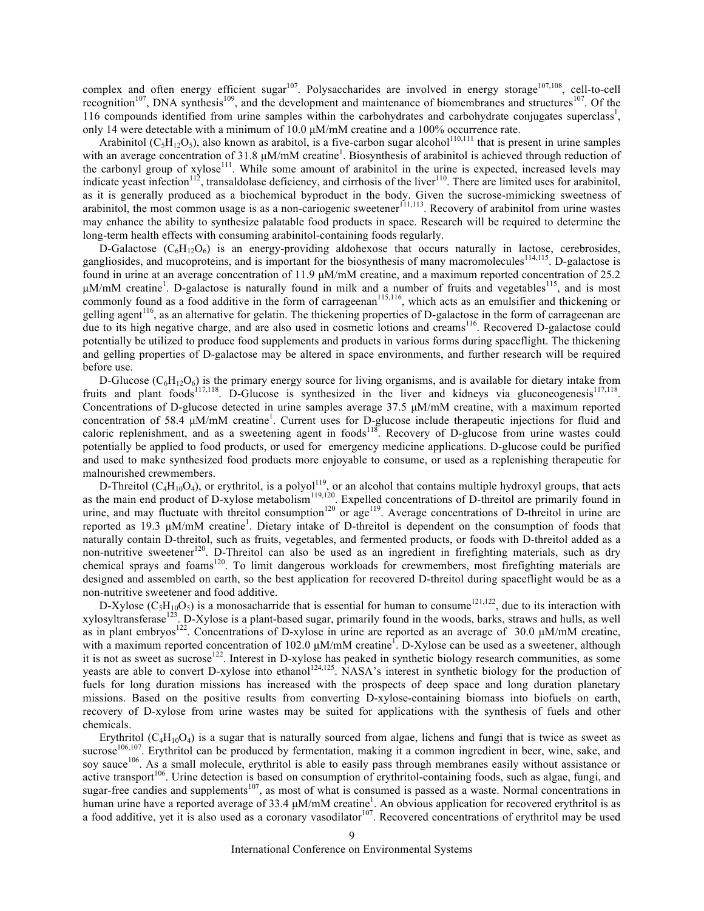complex and often energy efficient sugar[107]. Polysaccharides are involved in energy storage[107,108], cell-to-cell recognition[107], DNA synthesis[109], and the development and maintenance of biomembranes and structures[107]. Of the 116 compounds identified from urine samples within the carbohydrates and carbohydrate conjugates superclass[1], only 14 were detectable with a minimum of 10.0 μM/mM creatine and a 100% occurrence rate.

Arabinitol ($C_5H_{12}O_5$), also known as arabitol, is a five-carbon sugar alcohol[110,111] that is present in urine samples with an average concentration of 31.8 μM/mM creatine[1]. Biosynthesis of arabinitol is achieved through reduction of the carbonyl group of xylose[111]. While some amount of arabinitol in the urine is expected, increased levels may indicate yeast infection[112], transaldolase deficiency, and cirrhosis of the liver[110]. There are limited uses for arabinitol, as it is generally produced as a biochemical byproduct in the body. Given the sucrose-mimicking sweetness of arabinitol, the most common usage is as a non-cariogenic sweetener[111,113]. Recovery of arabinitol from urine wastes may enhance the ability to synthesize palatable food products in space. Research will be required to determine the long-term health effects with consuming arabinitol-containing foods regularly.

D-Galactose ($C_6H_{12}O_6$) is an energy-providing aldohexose that occurs naturally in lactose, cerebrosides, gangliosides, and mucoproteins, and is important for the biosynthesis of many macromolecules[114,115]. D-galactose is found in urine at an average concentration of 11.9 μM/mM creatine, and a maximum reported concentration of 25.2 μM/mM creatine[1]. D-galactose is naturally found in milk and a number of fruits and vegetables[115], and is most commonly found as a food additive in the form of carrageenan[115,116], which acts as an emulsifier and thickening or gelling agent[116], as an alternative for gelatin. The thickening properties of D-galactose in the form of carrageenan are due to its high negative charge, and are also used in cosmetic lotions and creams[116]. Recovered D-galactose could potentially be utilized to produce food supplements and products in various forms during spaceflight. The thickening and gelling properties of D-galactose may be altered in space environments, and further research will be required before use.

D-Glucose ($C_6H_{12}O_6$) is the primary energy source for living organisms, and is available for dietary intake from fruits and plant foods[117,118]. D-Glucose is synthesized in the liver and kidneys via gluconeogenesis[117,118]. Concentrations of D-glucose detected in urine samples average 37.5 μM/mM creatine, with a maximum reported concentration of 58.4 μM/mM creatine[1]. Current uses for D-glucose include therapeutic injections for fluid and caloric replenishment, and as a sweetening agent in foods[118]. Recovery of D-glucose from urine wastes could potentially be applied to food products, or used for emergency medicine applications. D-glucose could be purified and used to make synthesized food products more enjoyable to consume, or used as a replenishing therapeutic for malnourished crewmembers.

D-Threitol ($C_4H_{10}O_4$), or erythritol, is a polyol[119], or an alcohol that contains multiple hydroxyl groups, that acts as the main end product of D-xylose metabolism[119,120]. Expelled concentrations of D-threitol are primarily found in urine, and may fluctuate with threitol consumption[120] or age[119]. Average concentrations of D-threitol in urine are reported as 19.3 μM/mM creatine[1]. Dietary intake of D-threitol is dependent on the consumption of foods that naturally contain D-threitol, such as fruits, vegetables, and fermented products, or foods with D-threitol added as a non-nutritive sweetener[120]. D-Threitol can also be used as an ingredient in firefighting materials, such as dry chemical sprays and foams[120]. To limit dangerous workloads for crewmembers, most firefighting materials are designed and assembled on earth, so the best application for recovered D-threitol during spaceflight would be as a non-nutritive sweetener and food additive.

D-Xylose ($C_5H_{10}O_5$) is a monosacharride that is essential for human to consume[121,122], due to its interaction with xylosyltransferase[123]. D-Xylose is a plant-based sugar, primarily found in the woods, barks, straws and hulls, as well as in plant embryos[122]. Concentrations of D-xylose in urine are reported as an average of 30.0 μM/mM creatine, with a maximum reported concentration of 102.0 μM/mM creatine[1]. D-Xylose can be used as a sweetener, although it is not as sweet as sucrose[122]. Interest in D-xylose has peaked in synthetic biology research communities, as some yeasts are able to convert D-xylose into ethanol[124,125]. NASA's interest in synthetic biology for the production of fuels for long duration missions has increased with the prospects of deep space and long duration planetary missions. Based on the positive results from converting D-xylose-containing biomass into biofuels on earth, recovery of D-xylose from urine wastes may be suited for applications with the synthesis of fuels and other chemicals.

Erythritol ($C_4H_{10}O_4$) is a sugar that is naturally sourced from algae, lichens and fungi that is twice as sweet as sucrose[106,107]. Erythritol can be produced by fermentation, making it a common ingredient in beer, wine, sake, and soy sauce[106]. As a small molecule, erythritol is able to easily pass through membranes easily without assistance or active transport[106]. Urine detection is based on consumption of erythritol-containing foods, such as algae, fungi, and sugar-free candies and supplements[107], as most of what is consumed is passed as a waste. Normal concentrations in human urine have a reported average of 33.4 μM/mM creatine[1]. An obvious application for recovered erythritol is as a food additive, yet it is also used as a coronary vasodilator[107]. Recovered concentrations of erythritol may be used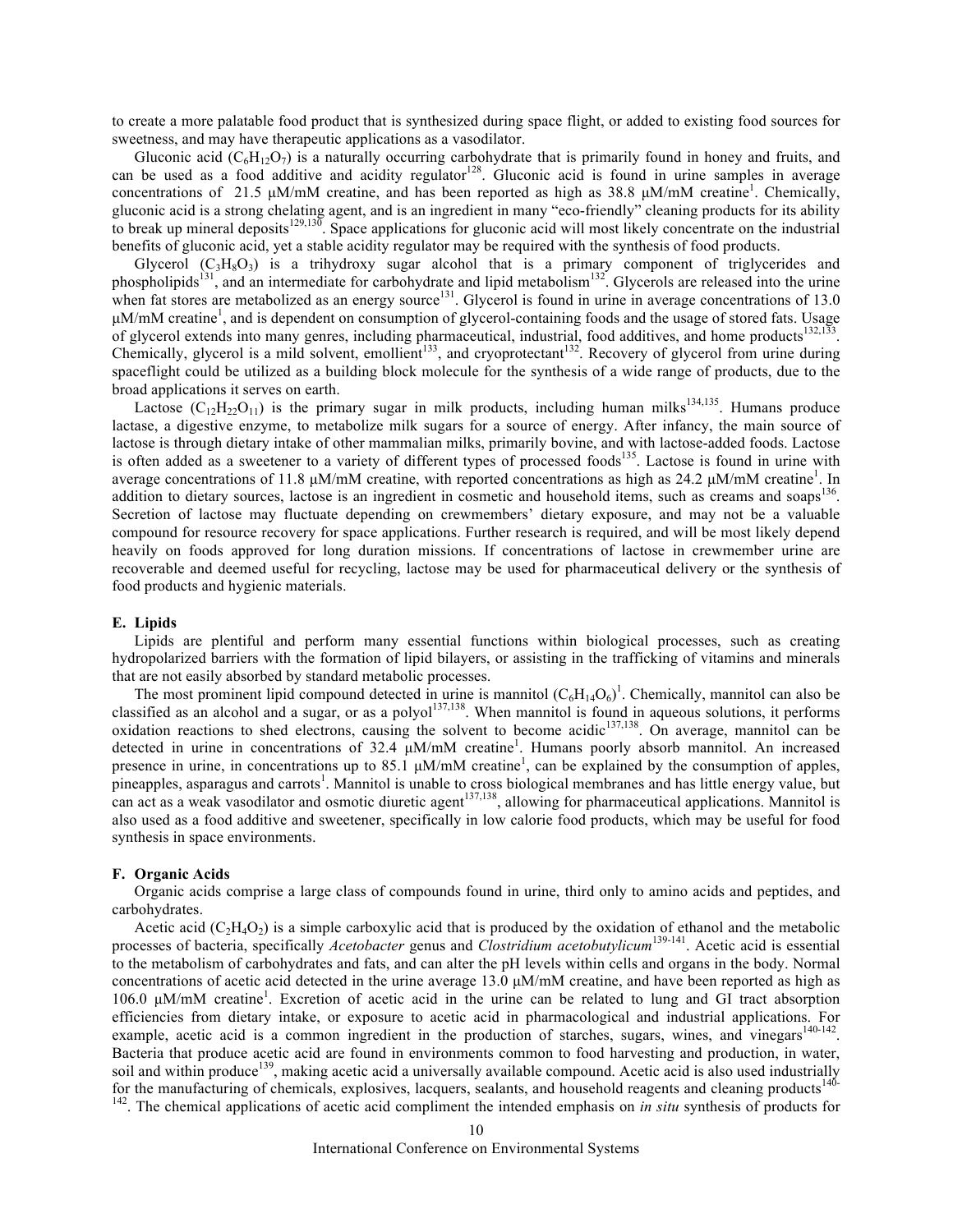to create a more palatable food product that is synthesized during space flight, or added to existing food sources for sweetness, and may have therapeutic applications as a vasodilator.

Gluconic acid ($C_6H_{12}O_7$) is a naturally occurring carbohydrate that is primarily found in honey and fruits, and can be used as a food additive and acidity regulator[128]. Gluconic acid is found in urine samples in average concentrations of 21.5 μM/mM creatine, and has been reported as high as 38.8 μM/mM creatine[1]. Chemically, gluconic acid is a strong chelating agent, and is an ingredient in many "eco-friendly" cleaning products for its ability to break up mineral deposits[129,130]. Space applications for gluconic acid will most likely concentrate on the industrial benefits of gluconic acid, yet a stable acidity regulator may be required with the synthesis of food products.

Glycerol ($C_3H_8O_3$) is a trihydroxy sugar alcohol that is a primary component of triglycerides and phospholipids[131], and an intermediate for carbohydrate and lipid metabolism[132]. Glycerols are released into the urine when fat stores are metabolized as an energy source[131]. Glycerol is found in urine in average concentrations of 13.0 μM/mM creatine[1], and is dependent on consumption of glycerol-containing foods and the usage of stored fats. Usage of glycerol extends into many genres, including pharmaceutical, industrial, food additives, and home products[132,133]. Chemically, glycerol is a mild solvent, emollient[133], and cryoprotectant[132]. Recovery of glycerol from urine during spaceflight could be utilized as a building block molecule for the synthesis of a wide range of products, due to the broad applications it serves on earth.

Lactose ($C_{12}H_{22}O_{11}$) is the primary sugar in milk products, including human milks[134,135]. Humans produce lactase, a digestive enzyme, to metabolize milk sugars for a source of energy. After infancy, the main source of lactose is through dietary intake of other mammalian milks, primarily bovine, and with lactose-added foods. Lactose is often added as a sweetener to a variety of different types of processed foods[135]. Lactose is found in urine with average concentrations of 11.8 μM/mM creatine, with reported concentrations as high as 24.2 μM/mM creatine[1]. In addition to dietary sources, lactose is an ingredient in cosmetic and household items, such as creams and soaps[136]. Secretion of lactose may fluctuate depending on crewmembers' dietary exposure, and may not be a valuable compound for resource recovery for space applications. Further research is required, and will be most likely depend heavily on foods approved for long duration missions. If concentrations of lactose in crewmember urine are recoverable and deemed useful for recycling, lactose may be used for pharmaceutical delivery or the synthesis of food products and hygienic materials.

### E. Lipids

Lipids are plentiful and perform many essential functions within biological processes, such as creating hydropolarized barriers with the formation of lipid bilayers, or assisting in the trafficking of vitamins and minerals that are not easily absorbed by standard metabolic processes.

The most prominent lipid compound detected in urine is mannitol ($C_6H_{14}O_6$)[1]. Chemically, mannitol can also be classified as an alcohol and a sugar, or as a polyol[137,138]. When mannitol is found in aqueous solutions, it performs oxidation reactions to shed electrons, causing the solvent to become acidic[137,138]. On average, mannitol can be detected in urine in concentrations of 32.4 μM/mM creatine[1]. Humans poorly absorb mannitol. An increased presence in urine, in concentrations up to 85.1 μM/mM creatine[1], can be explained by the consumption of apples, pineapples, asparagus and carrots[1]. Mannitol is unable to cross biological membranes and has little energy value, but can act as a weak vasodilator and osmotic diuretic agent[137,138], allowing for pharmaceutical applications. Mannitol is also used as a food additive and sweetener, specifically in low calorie food products, which may be useful for food synthesis in space environments.

### F. Organic Acids

Organic acids comprise a large class of compounds found in urine, third only to amino acids and peptides, and carbohydrates.

Acetic acid ($C_2H_4O_2$) is a simple carboxylic acid that is produced by the oxidation of ethanol and the metabolic processes of bacteria, specifically *Acetobacter* genus and *Clostridium acetobutylicum*[139-141]. Acetic acid is essential to the metabolism of carbohydrates and fats, and can alter the pH levels within cells and organs in the body. Normal concentrations of acetic acid detected in the urine average 13.0 μM/mM creatine, and have been reported as high as 106.0 μM/mM creatine[1]. Excretion of acetic acid in the urine can be related to lung and GI tract absorption efficiencies from dietary intake, or exposure to acetic acid in pharmacological and industrial applications. For example, acetic acid is a common ingredient in the production of starches, sugars, wines, and vinegars[140-142]. Bacteria that produce acetic acid are found in environments common to food harvesting and production, in water, soil and within produce[139], making acetic acid a universally available compound. Acetic acid is also used industrially for the manufacturing of chemicals, explosives, lacquers, sealants, and household reagents and cleaning products[140-142]. The chemical applications of acetic acid compliment the intended emphasis on *in situ* synthesis of products for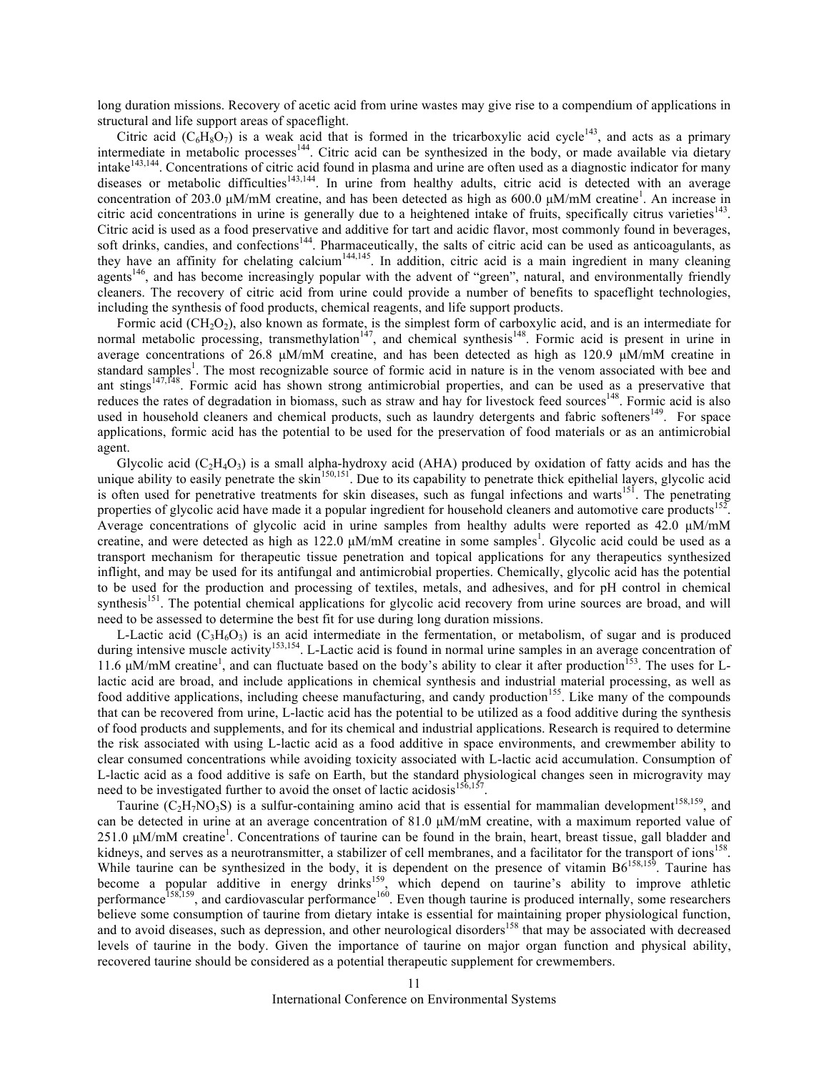long duration missions. Recovery of acetic acid from urine wastes may give rise to a compendium of applications in structural and life support areas of spaceflight.

Citric acid ($C_6H_8O_7$) is a weak acid that is formed in the tricarboxylic acid cycle[143], and acts as a primary intermediate in metabolic processes[144]. Citric acid can be synthesized in the body, or made available via dietary intake[143,144]. Concentrations of citric acid found in plasma and urine are often used as a diagnostic indicator for many diseases or metabolic difficulties[143,144]. In urine from healthy adults, citric acid is detected with an average concentration of 203.0 μM/mM creatine, and has been detected as high as 600.0 μM/mM creatine[1]. An increase in citric acid concentrations in urine is generally due to a heightened intake of fruits, specifically citrus varieties[143]. Citric acid is used as a food preservative and additive for tart and acidic flavor, most commonly found in beverages, soft drinks, candies, and confections[144]. Pharmaceutically, the salts of citric acid can be used as anticoagulants, as they have an affinity for chelating calcium[144,145]. In addition, citric acid is a main ingredient in many cleaning agents[146], and has become increasingly popular with the advent of "green", natural, and environmentally friendly cleaners. The recovery of citric acid from urine could provide a number of benefits to spaceflight technologies, including the synthesis of food products, chemical reagents, and life support products.

Formic acid ($CH_2O_2$), also known as formate, is the simplest form of carboxylic acid, and is an intermediate for normal metabolic processing, transmethylation[147], and chemical synthesis[148]. Formic acid is present in urine in average concentrations of 26.8 μM/mM creatine, and has been detected as high as 120.9 μM/mM creatine in standard samples[1]. The most recognizable source of formic acid in nature is in the venom associated with bee and ant stings[147,148]. Formic acid has shown strong antimicrobial properties, and can be used as a preservative that reduces the rates of degradation in biomass, such as straw and hay for livestock feed sources[148]. Formic acid is also used in household cleaners and chemical products, such as laundry detergents and fabric softeners[149]. For space applications, formic acid has the potential to be used for the preservation of food materials or as an antimicrobial agent.

Glycolic acid ($C_2H_4O_3$) is a small alpha-hydroxy acid (AHA) produced by oxidation of fatty acids and has the unique ability to easily penetrate the skin[150,151]. Due to its capability to penetrate thick epithelial layers, glycolic acid is often used for penetrative treatments for skin diseases, such as fungal infections and warts[151]. The penetrating properties of glycolic acid have made it a popular ingredient for household cleaners and automotive care products[152]. Average concentrations of glycolic acid in urine samples from healthy adults were reported as 42.0 μM/mM creatine, and were detected as high as 122.0 μM/mM creatine in some samples[1]. Glycolic acid could be used as a transport mechanism for therapeutic tissue penetration and topical applications for any therapeutics synthesized inflight, and may be used for its antifungal and antimicrobial properties. Chemically, glycolic acid has the potential to be used for the production and processing of textiles, metals, and adhesives, and for pH control in chemical synthesis[151]. The potential chemical applications for glycolic acid recovery from urine sources are broad, and will need to be assessed to determine the best fit for use during long duration missions.

L-Lactic acid ($C_3H_6O_3$) is an acid intermediate in the fermentation, or metabolism, of sugar and is produced during intensive muscle activity[153,154]. L-Lactic acid is found in normal urine samples in an average concentration of 11.6 μM/mM creatine[1], and can fluctuate based on the body's ability to clear it after production[153]. The uses for L-lactic acid are broad, and include applications in chemical synthesis and industrial material processing, as well as food additive applications, including cheese manufacturing, and candy production[155]. Like many of the compounds that can be recovered from urine, L-lactic acid has the potential to be utilized as a food additive during the synthesis of food products and supplements, and for its chemical and industrial applications. Research is required to determine the risk associated with using L-lactic acid as a food additive in space environments, and crewmember ability to clear consumed concentrations while avoiding toxicity associated with L-lactic acid accumulation. Consumption of L-lactic acid as a food additive is safe on Earth, but the standard physiological changes seen in microgravity may need to be investigated further to avoid the onset of lactic acidosis[156,157].

Taurine ($C_2H_7NO_3S$) is a sulfur-containing amino acid that is essential for mammalian development[158,159], and can be detected in urine at an average concentration of 81.0 μM/mM creatine, with a maximum reported value of 251.0 μM/mM creatine[1]. Concentrations of taurine can be found in the brain, heart, breast tissue, gall bladder and kidneys, and serves as a neurotransmitter, a stabilizer of cell membranes, and a facilitator for the transport of ions[158]. While taurine can be synthesized in the body, it is dependent on the presence of vitamin B6[158,159]. Taurine has become a popular additive in energy drinks[159], which depend on taurine's ability to improve athletic performance[158,159], and cardiovascular performance[160]. Even though taurine is produced internally, some researchers believe some consumption of taurine from dietary intake is essential for maintaining proper physiological function, and to avoid diseases, such as depression, and other neurological disorders[158] that may be associated with decreased levels of taurine in the body. Given the importance of taurine on major organ function and physical ability, recovered taurine should be considered as a potential therapeutic supplement for crewmembers.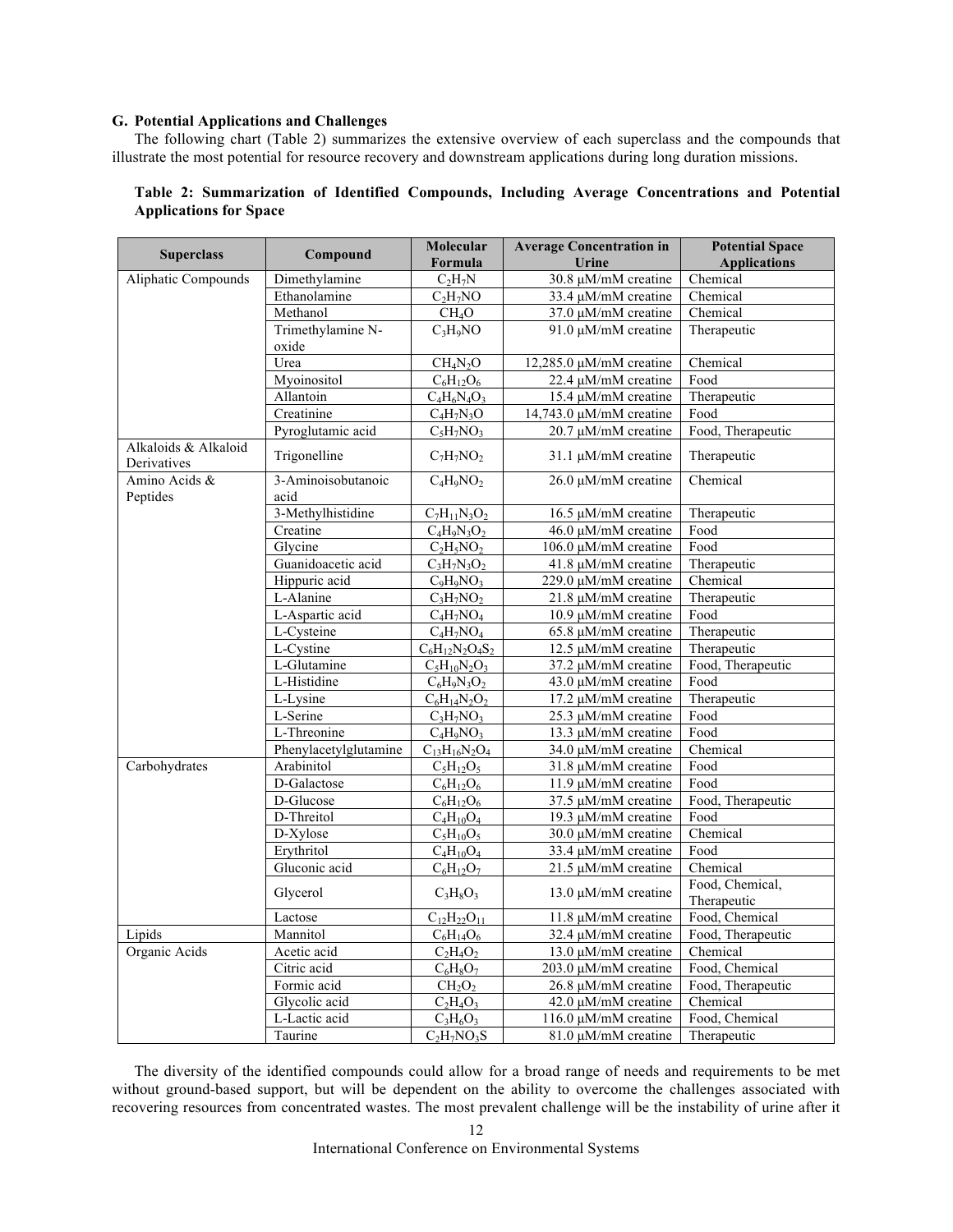### G. Potential Applications and Challenges

The following chart (Table 2) summarizes the extensive overview of each superclass and the compounds that illustrate the most potential for resource recovery and downstream applications during long duration missions.

**Table 2: Summarization of Identified Compounds, Including Average Concentrations and Potential Applications for Space**

| Superclass | Compound | Molecular Formula | Average Concentration in Urine | Potential Space Applications |
|---|---|---|---|---|
| Aliphatic Compounds | Dimethylamine | $C_2H_7N$ | 30.8 μM/mM creatine | Chemical |
| | Ethanolamine | $C_2H_7NO$ | 33.4 μM/mM creatine | Chemical |
| | Methanol | $CH_4O$ | 37.0 μM/mM creatine | Chemical |
| | Trimethylamine N-oxide | $C_3H_9NO$ | 91.0 μM/mM creatine | Therapeutic |
| | Urea | $CH_4N_2O$ | 12,285.0 μM/mM creatine | Chemical |
| | Myoinositol | $C_6H_{12}O_6$ | 22.4 μM/mM creatine | Food |
| | Allantoin | $C_4H_6N_4O_3$ | 15.4 μM/mM creatine | Therapeutic |
| | Creatinine | $C_4H_7N_3O$ | 14,743.0 μM/mM creatine | Food |
| | Pyroglutamic acid | $C_5H_7NO_3$ | 20.7 μM/mM creatine | Food, Therapeutic |
| Alkaloids & Alkaloid Derivatives | Trigonelline | $C_7H_7NO_2$ | 31.1 μM/mM creatine | Therapeutic |
| Amino Acids & Peptides | 3-Aminoisobutanoic acid | $C_4H_9NO_2$ | 26.0 μM/mM creatine | Chemical |
| | 3-Methylhistidine | $C_7H_{11}N_3O_2$ | 16.5 μM/mM creatine | Therapeutic |
| | Creatine | $C_4H_9N_3O_2$ | 46.0 μM/mM creatine | Food |
| | Glycine | $C_2H_5NO_2$ | 106.0 μM/mM creatine | Food |
| | Guanidoacetic acid | $C_3H_7N_3O_2$ | 41.8 μM/mM creatine | Therapeutic |
| | Hippuric acid | $C_9H_9NO_3$ | 229.0 μM/mM creatine | Chemical |
| | L-Alanine | $C_3H_7NO_2$ | 21.8 μM/mM creatine | Therapeutic |
| | L-Aspartic acid | $C_4H_7NO_4$ | 10.9 μM/mM creatine | Food |
| | L-Cysteine | $C_4H_7NO_4$ | 65.8 μM/mM creatine | Therapeutic |
| | L-Cystine | $C_6H_{12}N_2O_4S_2$ | 12.5 μM/mM creatine | Therapeutic |
| | L-Glutamine | $C_5H_{10}N_2O_3$ | 37.2 μM/mM creatine | Food, Therapeutic |
| | L-Histidine | $C_6H_9N_3O_2$ | 43.0 μM/mM creatine | Food |
| | L-Lysine | $C_6H_{14}N_2O_2$ | 17.2 μM/mM creatine | Therapeutic |
| | L-Serine | $C_3H_7NO_3$ | 25.3 μM/mM creatine | Food |
| | L-Threonine | $C_4H_9NO_3$ | 13.3 μM/mM creatine | Food |
| | Phenylacetylglutamine | $C_{13}H_{16}N_2O_4$ | 34.0 μM/mM creatine | Chemical |
| Carbohydrates | Arabinitol | $C_5H_{12}O_5$ | 31.8 μM/mM creatine | Food |
| | D-Galactose | $C_6H_{12}O_6$ | 11.9 μM/mM creatine | Food |
| | D-Glucose | $C_6H_{12}O_6$ | 37.5 μM/mM creatine | Food, Therapeutic |
| | D-Threitol | $C_4H_{10}O_4$ | 19.3 μM/mM creatine | Food |
| | D-Xylose | $C_5H_{10}O_5$ | 30.0 μM/mM creatine | Chemical |
| | Erythritol | $C_4H_{10}O_4$ | 33.4 μM/mM creatine | Food |
| | Gluconic acid | $C_6H_{12}O_7$ | 21.5 μM/mM creatine | Chemical |
| | Glycerol | $C_3H_8O_3$ | 13.0 μM/mM creatine | Food, Chemical, Therapeutic |
| | Lactose | $C_{12}H_{22}O_{11}$ | 11.8 μM/mM creatine | Food, Chemical |
| Lipids | Mannitol | $C_6H_{14}O_6$ | 32.4 μM/mM creatine | Food, Therapeutic |
| Organic Acids | Acetic acid | $C_2H_4O_2$ | 13.0 μM/mM creatine | Chemical |
| | Citric acid | $C_6H_8O_7$ | 203.0 μM/mM creatine | Food, Chemical |
| | Formic acid | $CH_2O_2$ | 26.8 μM/mM creatine | Food, Therapeutic |
| | Glycolic acid | $C_2H_4O_3$ | 42.0 μM/mM creatine | Chemical |
| | L-Lactic acid | $C_3H_6O_3$ | 116.0 μM/mM creatine | Food, Chemical |
| | Taurine | $C_2H_7NO_3S$ | 81.0 μM/mM creatine | Therapeutic |

The diversity of the identified compounds could allow for a broad range of needs and requirements to be met without ground-based support, but will be dependent on the ability to overcome the challenges associated with recovering resources from concentrated wastes. The most prevalent challenge will be the instability of urine after it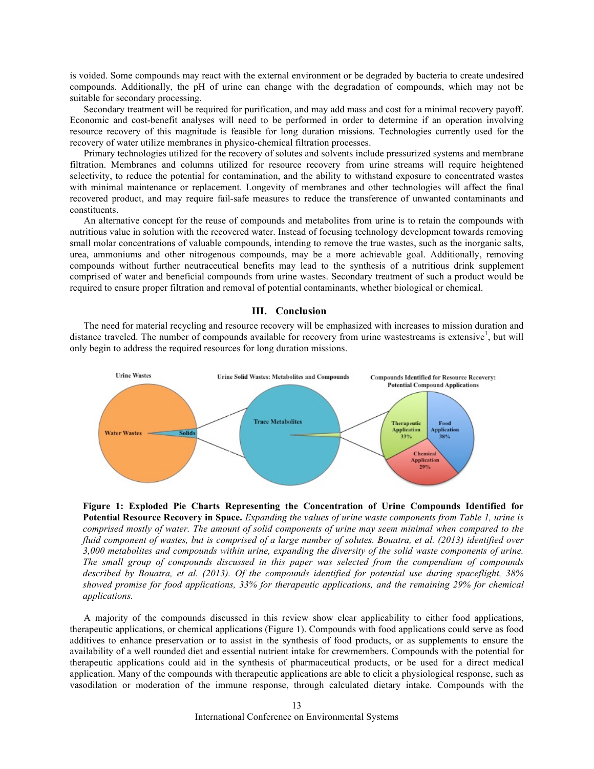is voided. Some compounds may react with the external environment or be degraded by bacteria to create undesired compounds. Additionally, the pH of urine can change with the degradation of compounds, which may not be suitable for secondary processing.

Secondary treatment will be required for purification, and may add mass and cost for a minimal recovery payoff. Economic and cost-benefit analyses will need to be performed in order to determine if an operation involving resource recovery of this magnitude is feasible for long duration missions. Technologies currently used for the recovery of water utilize membranes in physico-chemical filtration processes.

Primary technologies utilized for the recovery of solutes and solvents include pressurized systems and membrane filtration. Membranes and columns utilized for resource recovery from urine streams will require heightened selectivity, to reduce the potential for contamination, and the ability to withstand exposure to concentrated wastes with minimal maintenance or replacement. Longevity of membranes and other technologies will affect the final recovered product, and may require fail-safe measures to reduce the transference of unwanted contaminants and constituents.

An alternative concept for the reuse of compounds and metabolites from urine is to retain the compounds with nutritious value in solution with the recovered water. Instead of focusing technology development towards removing small molar concentrations of valuable compounds, intending to remove the true wastes, such as the inorganic salts, urea, ammoniums and other nitrogenous compounds, may be a more achievable goal. Additionally, removing compounds without further neutraceutical benefits may lead to the synthesis of a nutritious drink supplement comprised of water and beneficial compounds from urine wastes. Secondary treatment of such a product would be required to ensure proper filtration and removal of potential contaminants, whether biological or chemical.

## III. Conclusion

The need for material recycling and resource recovery will be emphasized with increases to mission duration and distance traveled. The number of compounds available for recovery from urine wastestreams is extensive[1], but will only begin to address the required resources for long duration missions.

**Figure 1: Exploded Pie Charts Representing the Concentration of Urine Compounds Identified for Potential Resource Recovery in Space.** *Expanding the values of urine waste components from Table 1, urine is comprised mostly of water. The amount of solid components of urine may seem minimal when compared to the fluid component of wastes, but is comprised of a large number of solutes. Bouatra, et al. (2013) identified over 3,000 metabolites and compounds within urine, expanding the diversity of the solid waste components of urine. The small group of compounds discussed in this paper was selected from the compendium of compounds described by Bouatra, et al. (2013). Of the compounds identified for potential use during spaceflight, 38% showed promise for food applications, 33% for therapeutic applications, and the remaining 29% for chemical applications.*

A majority of the compounds discussed in this review show clear applicability to either food applications, therapeutic applications, or chemical applications (Figure 1). Compounds with food applications could serve as food additives to enhance preservation or to assist in the synthesis of food products, or as supplements to ensure the availability of a well rounded diet and essential nutrient intake for crewmembers. Compounds with the potential for therapeutic applications could aid in the synthesis of pharmaceutical products, or be used for a direct medical application. Many of the compounds with therapeutic applications are able to elicit a physiological response, such as vasodilation or moderation of the immune response, through calculated dietary intake. Compounds with the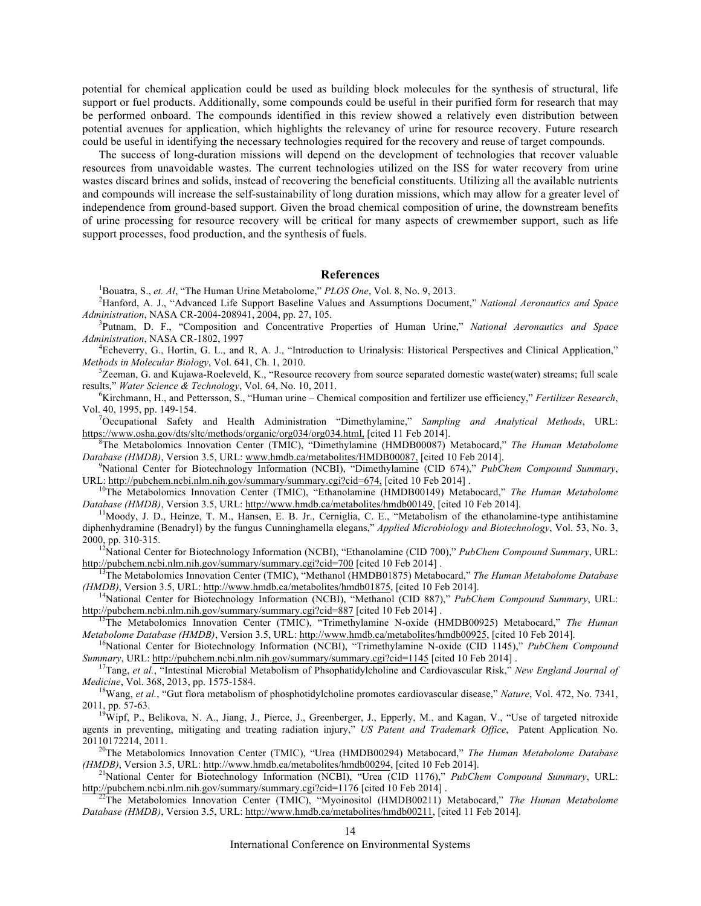potential for chemical application could be used as building block molecules for the synthesis of structural, life support or fuel products. Additionally, some compounds could be useful in their purified form for research that may be performed onboard. The compounds identified in this review showed a relatively even distribution between potential avenues for application, which highlights the relevancy of urine for resource recovery. Future research could be useful in identifying the necessary technologies required for the recovery and reuse of target compounds.

The success of long-duration missions will depend on the development of technologies that recover valuable resources from unavoidable wastes. The current technologies utilized on the ISS for water recovery from urine wastes discard brines and solids, instead of recovering the beneficial constituents. Utilizing all the available nutrients and compounds will increase the self-sustainability of long duration missions, which may allow for a greater level of independence from ground-based support. Given the broad chemical composition of urine, the downstream benefits of urine processing for resource recovery will be critical for many aspects of crewmember support, such as life support processes, food production, and the synthesis of fuels.

## References

[1]Bouatra, S., *et. Al*, "The Human Urine Metabolome," *PLOS One*, Vol. 8, No. 9, 2013.

[2]Hanford, A. J., "Advanced Life Support Baseline Values and Assumptions Document," *National Aeronautics and Space Administration*, NASA CR-2004-208941, 2004, pp. 27, 105.

[3]Putnam, D. F., "Composition and Concentrative Properties of Human Urine," *National Aeronautics and Space Administration*, NASA CR-1802, 1997

[4]Echeverry, G., Hortin, G. L., and R, A. J., "Introduction to Urinalysis: Historical Perspectives and Clinical Application," *Methods in Molecular Biology*, Vol. 641, Ch. 1, 2010.

[5]Zeeman, G. and Kujawa-Roeleveld, K., "Resource recovery from source separated domestic waste(water) streams; full scale results," *Water Science & Technology*, Vol. 64, No. 10, 2011.

[6]Kirchmann, H., and Pettersson, S., "Human urine – Chemical composition and fertilizer use efficiency," *Fertilizer Research*, Vol. 40, 1995, pp. 149-154.

[7]Occupational Safety and Health Administration "Dimethylamine," *Sampling and Analytical Methods*, URL: https://www.osha.gov/dts/sltc/methods/organic/org034/org034.html, [cited 11 Feb 2014].

[8]The Metabolomics Innovation Center (TMIC), "Dimethylamine (HMDB00087) Metabocard," *The Human Metabolome Database (HMDB)*, Version 3.5, URL: www.hmdb.ca/metabolites/HMDB00087, [cited 10 Feb 2014].

[9]National Center for Biotechnology Information (NCBI), "Dimethylamine (CID 674)," *PubChem Compound Summary*, URL: http://pubchem.ncbi.nlm.nih.gov/summary/summary.cgi?cid=674, [cited 10 Feb 2014] .

[10]The Metabolomics Innovation Center (TMIC), "Ethanolamine (HMDB00149) Metabocard," *The Human Metabolome Database (HMDB)*, Version 3.5, URL: http://www.hmdb.ca/metabolites/hmdb00149, [cited 10 Feb 2014].

[11]Moody, J. D., Heinze, T. M., Hansen, E. B. Jr., Cerniglia, C. E., "Metabolism of the ethanolamine-type antihistamine diphenhydramine (Benadryl) by the fungus Cunninghamella elegans," *Applied Microbiology and Biotechnology*, Vol. 53, No. 3, 2000, pp. 310-315.

[12]National Center for Biotechnology Information (NCBI), "Ethanolamine (CID 700)," *PubChem Compound Summary*, URL: http://pubchem.ncbi.nlm.nih.gov/summary/summary.cgi?cid=700 [cited 10 Feb 2014] .

[13]The Metabolomics Innovation Center (TMIC), "Methanol (HMDB01875) Metabocard," *The Human Metabolome Database (HMDB)*, Version 3.5, URL: http://www.hmdb.ca/metabolites/hmdb01875, [cited 10 Feb 2014].

[14]National Center for Biotechnology Information (NCBI), "Methanol (CID 887)," *PubChem Compound Summary*, URL: http://pubchem.ncbi.nlm.nih.gov/summary/summary.cgi?cid=887 [cited 10 Feb 2014] .

[15]The Metabolomics Innovation Center (TMIC), "Trimethylamine N-oxide (HMDB00925) Metabocard," *The Human Metabolome Database (HMDB)*, Version 3.5, URL: http://www.hmdb.ca/metabolites/hmdb00925, [cited 10 Feb 2014].

[16]National Center for Biotechnology Information (NCBI), "Trimethylamine N-oxide (CID 1145)," *PubChem Compound Summary*, URL: http://pubchem.ncbi.nlm.nih.gov/summary/summary.cgi?cid=1145 [cited 10 Feb 2014] .

[17]Tang, *et al.*, "Intestinal Microbial Metabolism of Phsophatidylcholine and Cardiovascular Risk," *New England Journal of Medicine*, Vol. 368, 2013, pp. 1575-1584.

[18]Wang, *et al.*, "Gut flora metabolism of phosphotidylcholine promotes cardiovascular disease," *Nature*, Vol. 472, No. 7341, 2011, pp. 57-63.

[19]Wipf, P., Belikova, N. A., Jiang, J., Pierce, J., Greenberger, J., Epperly, M., and Kagan, V., "Use of targeted nitroxide agents in preventing, mitigating and treating radiation injury," *US Patent and Trademark Office*, Patent Application No. 20110172214, 2011.

[20]The Metabolomics Innovation Center (TMIC), "Urea (HMDB00294) Metabocard," *The Human Metabolome Database (HMDB)*, Version 3.5, URL: http://www.hmdb.ca/metabolites/hmdb00294, [cited 10 Feb 2014].

[21]National Center for Biotechnology Information (NCBI), "Urea (CID 1176)," *PubChem Compound Summary*, URL: http://pubchem.ncbi.nlm.nih.gov/summary/summary.cgi?cid=1176 [cited 10 Feb 2014] .

[22]The Metabolomics Innovation Center (TMIC), "Myoinositol (HMDB00211) Metabocard," *The Human Metabolome Database (HMDB)*, Version 3.5, URL: http://www.hmdb.ca/metabolites/hmdb00211, [cited 11 Feb 2014].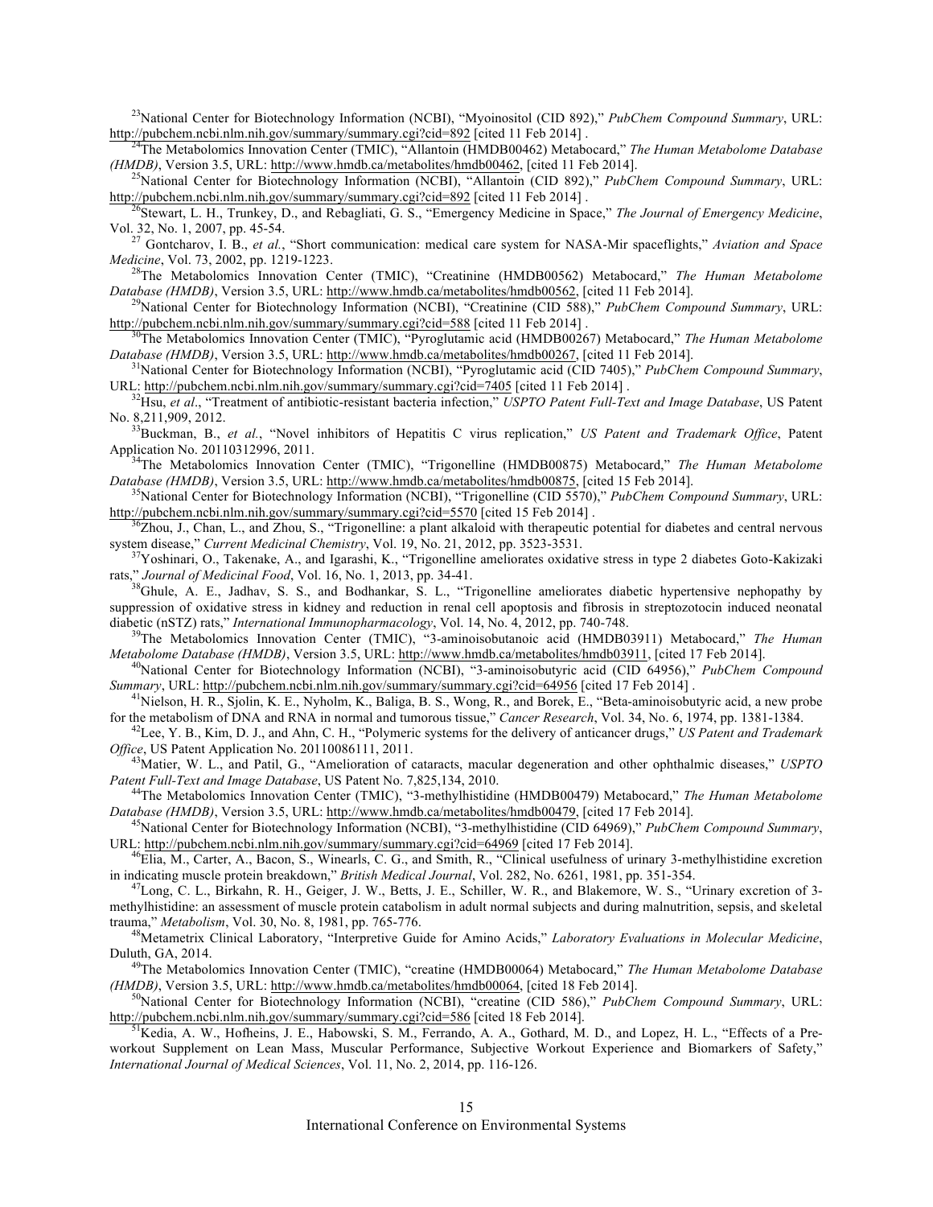[23]National Center for Biotechnology Information (NCBI), "Myoinositol (CID 892)," *PubChem Compound Summary*, URL: http://pubchem.ncbi.nlm.nih.gov/summary/summary.cgi?cid=892 [cited 11 Feb 2014] .

[24]The Metabolomics Innovation Center (TMIC), "Allantoin (HMDB00462) Metabocard," *The Human Metabolome Database (HMDB)*, Version 3.5, URL: http://www.hmdb.ca/metabolites/hmdb00462, [cited 11 Feb 2014].

[25]National Center for Biotechnology Information (NCBI), "Allantoin (CID 892)," *PubChem Compound Summary*, URL: http://pubchem.ncbi.nlm.nih.gov/summary/summary.cgi?cid=892 [cited 11 Feb 2014] .

[26]Stewart, L. H., Trunkey, D., and Rebagliati, G. S., "Emergency Medicine in Space," *The Journal of Emergency Medicine*, Vol. 32, No. 1, 2007, pp. 45-54.

[27] Gontcharov, I. B., *et al.*, "Short communication: medical care system for NASA-Mir spaceflights," *Aviation and Space Medicine*, Vol. 73, 2002, pp. 1219-1223.

[28]The Metabolomics Innovation Center (TMIC), "Creatinine (HMDB00562) Metabocard," *The Human Metabolome Database (HMDB)*, Version 3.5, URL: http://www.hmdb.ca/metabolites/hmdb00562, [cited 11 Feb 2014].

[29]National Center for Biotechnology Information (NCBI), "Creatinine (CID 588)," *PubChem Compound Summary*, URL: http://pubchem.ncbi.nlm.nih.gov/summary/summary.cgi?cid=588 [cited 11 Feb 2014] .

[30]The Metabolomics Innovation Center (TMIC), "Pyroglutamic acid (HMDB00267) Metabocard," *The Human Metabolome Database (HMDB)*, Version 3.5, URL: http://www.hmdb.ca/metabolites/hmdb00267, [cited 11 Feb 2014].

[31]National Center for Biotechnology Information (NCBI), "Pyroglutamic acid (CID 7405)," *PubChem Compound Summary*, URL: http://pubchem.ncbi.nlm.nih.gov/summary/summary.cgi?cid=7405 [cited 11 Feb 2014] .

[32]Hsu, *et al*., "Treatment of antibiotic-resistant bacteria infection," *USPTO Patent Full-Text and Image Database*, US Patent No. 8,211,909, 2012.

[33]Buckman, B., *et al.*, "Novel inhibitors of Hepatitis C virus replication," *US Patent and Trademark Office*, Patent Application No. 20110312996, 2011.

[34]The Metabolomics Innovation Center (TMIC), "Trigonelline (HMDB00875) Metabocard," *The Human Metabolome Database (HMDB)*, Version 3.5, URL: http://www.hmdb.ca/metabolites/hmdb00875, [cited 15 Feb 2014].

[35]National Center for Biotechnology Information (NCBI), "Trigonelline (CID 5570)," *PubChem Compound Summary*, URL: http://pubchem.ncbi.nlm.nih.gov/summary/summary.cgi?cid=5570 [cited 15 Feb 2014] .

[36]Zhou, J., Chan, L., and Zhou, S., "Trigonelline: a plant alkaloid with therapeutic potential for diabetes and central nervous system disease," *Current Medicinal Chemistry*, Vol. 19, No. 21, 2012, pp. 3523-3531.

[37]Yoshinari, O., Takenake, A., and Igarashi, K., "Trigonelline ameliorates oxidative stress in type 2 diabetes Goto-Kakizaki rats," *Journal of Medicinal Food*, Vol. 16, No. 1, 2013, pp. 34-41.

[38]Ghule, A. E., Jadhav, S. S., and Bodhankar, S. L., "Trigonelline ameliorates diabetic hypertensive nephopathy by suppression of oxidative stress in kidney and reduction in renal cell apoptosis and fibrosis in streptozotocin induced neonatal diabetic (nSTZ) rats," *International Immunopharmacology*, Vol. 14, No. 4, 2012, pp. 740-748.

[39]The Metabolomics Innovation Center (TMIC), "3-aminoisobutanoic acid (HMDB03911) Metabocard," *The Human Metabolome Database (HMDB)*, Version 3.5, URL: http://www.hmdb.ca/metabolites/hmdb03911, [cited 17 Feb 2014].

[40]National Center for Biotechnology Information (NCBI), "3-aminoisobutyric acid (CID 64956)," *PubChem Compound Summary*, URL: http://pubchem.ncbi.nlm.nih.gov/summary/summary.cgi?cid=64956 [cited 17 Feb 2014] .

[41]Nielson, H. R., Sjolin, K. E., Nyholm, K., Baliga, B. S., Wong, R., and Borek, E., "Beta-aminoisobutyric acid, a new probe for the metabolism of DNA and RNA in normal and tumorous tissue," *Cancer Research*, Vol. 34, No. 6, 1974, pp. 1381-1384.

[42]Lee, Y. B., Kim, D. J., and Ahn, C. H., "Polymeric systems for the delivery of anticancer drugs," *US Patent and Trademark Office*, US Patent Application No. 20110086111, 2011.

[43]Matier, W. L., and Patil, G., "Amelioration of cataracts, macular degeneration and other ophthalmic diseases," *USPTO Patent Full-Text and Image Database*, US Patent No. 7,825,134, 2010.

[44]The Metabolomics Innovation Center (TMIC), "3-methylhistidine (HMDB00479) Metabocard," *The Human Metabolome Database (HMDB)*, Version 3.5, URL: http://www.hmdb.ca/metabolites/hmdb00479, [cited 17 Feb 2014].

[45]National Center for Biotechnology Information (NCBI), "3-methylhistidine (CID 64969)," *PubChem Compound Summary*, URL: http://pubchem.ncbi.nlm.nih.gov/summary/summary.cgi?cid=64969 [cited 17 Feb 2014].

[46]Elia, M., Carter, A., Bacon, S., Winearls, C. G., and Smith, R., "Clinical usefulness of urinary 3-methylhistidine excretion in indicating muscle protein breakdown," *British Medical Journal*, Vol. 282, No. 6261, 1981, pp. 351-354.

[47]Long, C. L., Birkahn, R. H., Geiger, J. W., Betts, J. E., Schiller, W. R., and Blakemore, W. S., "Urinary excretion of 3-methylhistidine: an assessment of muscle protein catabolism in adult normal subjects and during malnutrition, sepsis, and skeletal trauma," *Metabolism*, Vol. 30, No. 8, 1981, pp. 765-776.

[48]Metametrix Clinical Laboratory, "Interpretive Guide for Amino Acids," *Laboratory Evaluations in Molecular Medicine*, Duluth, GA, 2014.

[49]The Metabolomics Innovation Center (TMIC), "creatine (HMDB00064) Metabocard," *The Human Metabolome Database (HMDB)*, Version 3.5, URL: http://www.hmdb.ca/metabolites/hmdb00064, [cited 18 Feb 2014].

[50]National Center for Biotechnology Information (NCBI), "creatine (CID 586)," *PubChem Compound Summary*, URL: http://pubchem.ncbi.nlm.nih.gov/summary/summary.cgi?cid=586 [cited 18 Feb 2014].

[51]Kedia, A. W., Hofheins, J. E., Habowski, S. M., Ferrando, A. A., Gothard, M. D., and Lopez, H. L., "Effects of a Pre-workout Supplement on Lean Mass, Muscular Performance, Subjective Workout Experience and Biomarkers of Safety," *International Journal of Medical Sciences*, Vol. 11, No. 2, 2014, pp. 116-126.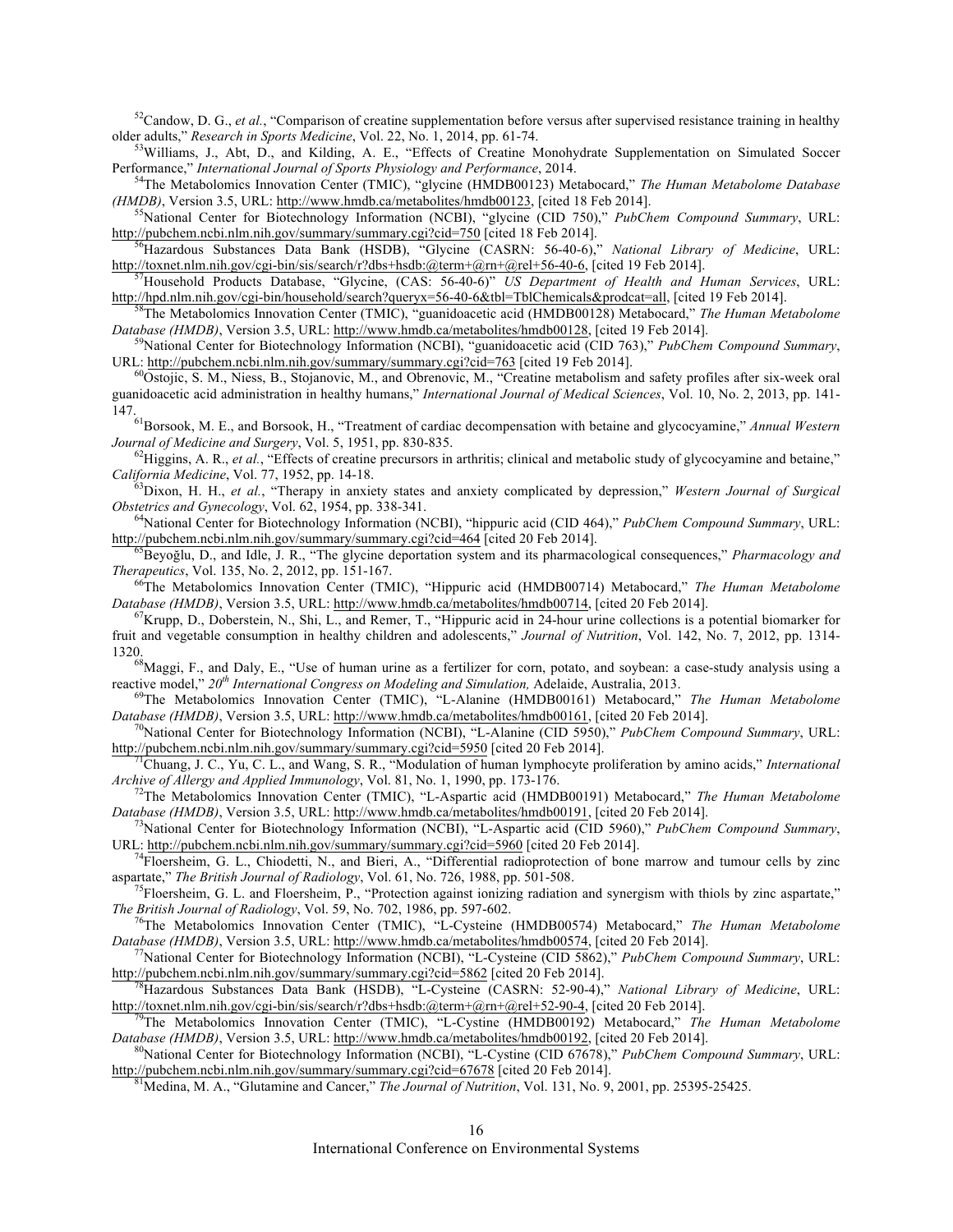[52]Candow, D. G., *et al.*, "Comparison of creatine supplementation before versus after supervised resistance training in healthy older adults," *Research in Sports Medicine*, Vol. 22, No. 1, 2014, pp. 61-74.

[53]Williams, J., Abt, D., and Kilding, A. E., "Effects of Creatine Monohydrate Supplementation on Simulated Soccer Performance," *International Journal of Sports Physiology and Performance*, 2014.

[54]The Metabolomics Innovation Center (TMIC), "glycine (HMDB00123) Metabocard," *The Human Metabolome Database (HMDB)*, Version 3.5, URL: http://www.hmdb.ca/metabolites/hmdb00123, [cited 18 Feb 2014].

[55]National Center for Biotechnology Information (NCBI), "glycine (CID 750)," *PubChem Compound Summary*, URL: http://pubchem.ncbi.nlm.nih.gov/summary/summary.cgi?cid=750 [cited 18 Feb 2014].

[56]Hazardous Substances Data Bank (HSDB), "Glycine (CASRN: 56-40-6)," *National Library of Medicine*, URL: http://toxnet.nlm.nih.gov/cgi-bin/sis/search/r?dbs+hsdb:@term+@rn+@rel+56-40-6, [cited 19 Feb 2014].

[57]Household Products Database, "Glycine, (CAS: 56-40-6)" *US Department of Health and Human Services*, URL: http://hpd.nlm.nih.gov/cgi-bin/household/search?queryx=56-40-6&tbl=TblChemicals&prodcat=all, [cited 19 Feb 2014].

[58]The Metabolomics Innovation Center (TMIC), "guanidoacetic acid (HMDB00128) Metabocard," *The Human Metabolome Database (HMDB)*, Version 3.5, URL: http://www.hmdb.ca/metabolites/hmdb00128, [cited 19 Feb 2014].

[59]National Center for Biotechnology Information (NCBI), "guanidoacetic acid (CID 763)," *PubChem Compound Summary*, URL: http://pubchem.ncbi.nlm.nih.gov/summary/summary.cgi?cid=763 [cited 19 Feb 2014].

[60]Ostojic, S. M., Niess, B., Stojanovic, M., and Obrenovic, M., "Creatine metabolism and safety profiles after six-week oral guanidoacetic acid administration in healthy humans," *International Journal of Medical Sciences*, Vol. 10, No. 2, 2013, pp. 141-147.

[61]Borsook, M. E., and Borsook, H., "Treatment of cardiac decompensation with betaine and glycocyamine," *Annual Western Journal of Medicine and Surgery*, Vol. 5, 1951, pp. 830-835.

[62]Higgins, A. R., *et al.*, "Effects of creatine precursors in arthritis; clinical and metabolic study of glycocyamine and betaine," *California Medicine*, Vol. 77, 1952, pp. 14-18.

[63]Dixon, H. H., *et al.*, "Therapy in anxiety states and anxiety complicated by depression," *Western Journal of Surgical Obstetrics and Gynecology*, Vol. 62, 1954, pp. 338-341.

[64]National Center for Biotechnology Information (NCBI), "hippuric acid (CID 464)," *PubChem Compound Summary*, URL: http://pubchem.ncbi.nlm.nih.gov/summary/summary.cgi?cid=464 [cited 20 Feb 2014].

[65]Beyoğlu, D., and Idle, J. R., "The glycine deportation system and its pharmacological consequences," *Pharmacology and Therapeutics*, Vol. 135, No. 2, 2012, pp. 151-167.

[66]The Metabolomics Innovation Center (TMIC), "Hippuric acid (HMDB00714) Metabocard," *The Human Metabolome Database (HMDB)*, Version 3.5, URL: http://www.hmdb.ca/metabolites/hmdb00714, [cited 20 Feb 2014].

[67]Krupp, D., Doberstein, N., Shi, L., and Remer, T., "Hippuric acid in 24-hour urine collections is a potential biomarker for fruit and vegetable consumption in healthy children and adolescents," *Journal of Nutrition*, Vol. 142, No. 7, 2012, pp. 1314-1320.

[68]Maggi, F., and Daly, E., "Use of human urine as a fertilizer for corn, potato, and soybean: a case-study analysis using a reactive model," *20th International Congress on Modeling and Simulation,* Adelaide, Australia, 2013.

[69]The Metabolomics Innovation Center (TMIC), "L-Alanine (HMDB00161) Metabocard," *The Human Metabolome Database (HMDB)*, Version 3.5, URL: http://www.hmdb.ca/metabolites/hmdb00161, [cited 20 Feb 2014].

[70]National Center for Biotechnology Information (NCBI), "L-Alanine (CID 5950)," *PubChem Compound Summary*, URL: http://pubchem.ncbi.nlm.nih.gov/summary/summary.cgi?cid=5950 [cited 20 Feb 2014].

[71]Chuang, J. C., Yu, C. L., and Wang, S. R., "Modulation of human lymphocyte proliferation by amino acids," *International Archive of Allergy and Applied Immunology*, Vol. 81, No. 1, 1990, pp. 173-176.

[72]The Metabolomics Innovation Center (TMIC), "L-Aspartic acid (HMDB00191) Metabocard," *The Human Metabolome Database (HMDB)*, Version 3.5, URL: http://www.hmdb.ca/metabolites/hmdb00191, [cited 20 Feb 2014].

[73]National Center for Biotechnology Information (NCBI), "L-Aspartic acid (CID 5960)," *PubChem Compound Summary*, URL: http://pubchem.ncbi.nlm.nih.gov/summary/summary.cgi?cid=5960 [cited 20 Feb 2014].

[74]Floersheim, G. L., Chiodetti, N., and Bieri, A., "Differential radioprotection of bone marrow and tumour cells by zinc aspartate," *The British Journal of Radiology*, Vol. 61, No. 726, 1988, pp. 501-508.

[75]Floersheim, G. L. and Floersheim, P., "Protection against ionizing radiation and synergism with thiols by zinc aspartate," *The British Journal of Radiology*, Vol. 59, No. 702, 1986, pp. 597-602.

[76]The Metabolomics Innovation Center (TMIC), "L-Cysteine (HMDB00574) Metabocard," *The Human Metabolome Database (HMDB)*, Version 3.5, URL: http://www.hmdb.ca/metabolites/hmdb00574, [cited 20 Feb 2014].

[77]National Center for Biotechnology Information (NCBI), "L-Cysteine (CID 5862)," *PubChem Compound Summary*, URL: http://pubchem.ncbi.nlm.nih.gov/summary/summary.cgi?cid=5862 [cited 20 Feb 2014].

[78]Hazardous Substances Data Bank (HSDB), "L-Cysteine (CASRN: 52-90-4)," *National Library of Medicine*, URL: http://toxnet.nlm.nih.gov/cgi-bin/sis/search/r?dbs+hsdb:@term+@rn+@rel+52-90-4, [cited 20 Feb 2014].

[79]The Metabolomics Innovation Center (TMIC), "L-Cystine (HMDB00192) Metabocard," *The Human Metabolome Database (HMDB)*, Version 3.5, URL: http://www.hmdb.ca/metabolites/hmdb00192, [cited 20 Feb 2014].

[80]National Center for Biotechnology Information (NCBI), "L-Cystine (CID 67678)," *PubChem Compound Summary*, URL: http://pubchem.ncbi.nlm.nih.gov/summary/summary.cgi?cid=67678 [cited 20 Feb 2014].

[81]Medina, M. A., "Glutamine and Cancer," *The Journal of Nutrition*, Vol. 131, No. 9, 2001, pp. 25395-25425.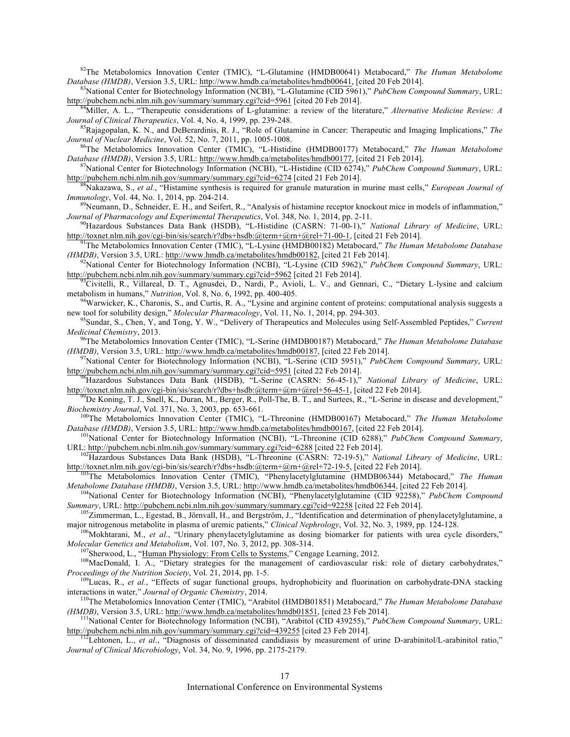[82]The Metabolomics Innovation Center (TMIC), "L-Glutamine (HMDB00641) Metabocard," *The Human Metabolome Database (HMDB)*, Version 3.5, URL: http://www.hmdb.ca/metabolites/hmdb00641, [cited 20 Feb 2014].

[83]National Center for Biotechnology Information (NCBI), "L-Glutamine (CID 5961)," *PubChem Compound Summary*, URL: http://pubchem.ncbi.nlm.nih.gov/summary/summary.cgi?cid=5961 [cited 20 Feb 2014].

[84]Miller, A. L., "Therapeutic considerations of L-glutamine: a review of the literature," *Alternative Medicine Review: A Journal of Clinical Therapeutics*, Vol. 4, No. 4, 1999, pp. 239-248.

[85]Rajagopalan, K. N., and DeBerardinis, R. J., "Role of Glutamine in Cancer: Therapeutic and Imaging Implications," *The Journal of Nuclear Medicine*, Vol. 52, No. 7, 2011, pp. 1005-1008.

[86]The Metabolomics Innovation Center (TMIC), "L-Histidine (HMDB00177) Metabocard," *The Human Metabolome Database (HMDB)*, Version 3.5, URL: http://www.hmdb.ca/metabolites/hmdb00177, [cited 21 Feb 2014].

[87]National Center for Biotechnology Information (NCBI), "L-Histidine (CID 6274)," *PubChem Compound Summary*, URL: http://pubchem.ncbi.nlm.nih.gov/summary/summary.cgi?cid=6274 [cited 21 Feb 2014].

[88]Nakazawa, S., *et al.*, "Histamine synthesis is required for granule maturation in murine mast cells," *European Journal of Immunology*, Vol. 44, No. 1, 2014, pp. 204-214.

[89]Neumann, D., Schneider, E. H., and Seifert, R., "Analysis of histamine receptor knockout mice in models of inflammation," *Journal of Pharmacology and Experimental Therapeutics*, Vol. 348, No. 1, 2014, pp. 2-11.

[90]Hazardous Substances Data Bank (HSDB), "L-Histidine (CASRN: 71-00-1)," *National Library of Medicine*, URL: http://toxnet.nlm.nih.gov/cgi-bin/sis/search/r?dbs+hsdb:@term+@rn+@rel+71-00-1, [cited 21 Feb 2014].

[91]The Metabolomics Innovation Center (TMIC), "L-Lysine (HMDB00182) Metabocard," *The Human Metabolome Database (HMDB)*, Version 3.5, URL: http://www.hmdb.ca/metabolites/hmdb00182, [cited 21 Feb 2014].

[92]National Center for Biotechnology Information (NCBI), "L-Lysine (CID 5962)," *PubChem Compound Summary*, URL: http://pubchem.ncbi.nlm.nih.gov/summary/summary.cgi?cid=5962 [cited 21 Feb 2014].

[93]Civitelli, R., Villareal, D. T., Agnusdei, D., Nardi, P., Avioli, L. V., and Gennari, C., "Dietary L-lysine and calcium metabolism in humans," *Nutrition*, Vol. 8, No. 6, 1992, pp. 400-405.

[94]Warwicker, K., Charonis, S., and Curtis, R. A., "Lysine and arginine content of proteins: computational analysis suggests a new tool for solubility design," *Molecular Pharmacology*, Vol. 11, No. 1, 2014, pp. 294-303.

[95]Sundar, S., Chen, Y, and Tong, Y. W., "Delivery of Therapeutics and Molecules using Self-Assembled Peptides," *Current Medicinal Chemistry*, 2013.

[96]The Metabolomics Innovation Center (TMIC), "L-Serine (HMDB00187) Metabocard," *The Human Metabolome Database (HMDB)*, Version 3.5, URL: http://www.hmdb.ca/metabolites/hmdb00187, [cited 22 Feb 2014].

[97]National Center for Biotechnology Information (NCBI), "L-Serine (CID 5951)," *PubChem Compound Summary*, URL: http://pubchem.ncbi.nlm.nih.gov/summary/summary.cgi?cid=5951 [cited 22 Feb 2014].

[98]Hazardous Substances Data Bank (HSDB), "L-Serine (CASRN: 56-45-1)," *National Library of Medicine*, URL: http://toxnet.nlm.nih.gov/cgi-bin/sis/search/r?dbs+hsdb:@term+@rn+@rel+56-45-1, [cited 22 Feb 2014].

[99]De Koning, T. J., Snell, K., Duran, M., Berger, R., Poll-The, B. T., and Surtees, R., "L-Serine in disease and development," *Biochemistry Journal*, Vol. 371, No. 3, 2003, pp. 653-661.

[100]The Metabolomics Innovation Center (TMIC), "L-Threonine (HMDB00167) Metabocard," *The Human Metabolome Database (HMDB)*, Version 3.5, URL: http://www.hmdb.ca/metabolites/hmdb00167, [cited 22 Feb 2014].

[101]National Center for Biotechnology Information (NCBI), "L-Threonine (CID 6288)," *PubChem Compound Summary*, URL: http://pubchem.ncbi.nlm.nih.gov/summary/summary.cgi?cid=6288 [cited 22 Feb 2014].

[102]Hazardous Substances Data Bank (HSDB), "L-Threonine (CASRN: 72-19-5)," *National Library of Medicine*, URL: http://toxnet.nlm.nih.gov/cgi-bin/sis/search/r?dbs+hsdb:@term+@rn+@rel+72-19-5, [cited 22 Feb 2014].

[103]The Metabolomics Innovation Center (TMIC), "Phenylacetylglutamine (HMDB06344) Metabocard," *The Human Metabolome Database (HMDB)*, Version 3.5, URL: http://www.hmdb.ca/metabolites/hmdb06344, [cited 22 Feb 2014].

[104]National Center for Biotechnology Information (NCBI), "Phenylacetylglutamine (CID 92258)," *PubChem Compound Summary*, URL: http://pubchem.ncbi.nlm.nih.gov/summary/summary.cgi?cid=92258 [cited 22 Feb 2014].

[105]Zimmerman, L., Egestad, B., Jörnvall, H., and Bergström, J., "Identification and determination of phenylacetylglutamine, a major nitrogenous metabolite in plasma of uremic patients," *Clinical Nephrology*, Vol. 32, No. 3, 1989, pp. 124-128.

[106]Mokhtarani, M., *et al.*, "Urinary phenylacetylglutamine as dosing biomarker for patients with urea cycle disorders," *Molecular Genetics and Metabolism*, Vol. 107, No. 3, 2012, pp. 308-314.

[107]Sherwood, L., "Human Physiology: From Cells to Systems," Cengage Learning, 2012.

[108]MacDonald, I. A., "Dietary strategies for the management of cardiovascular risk: role of dietary carbohydrates," *Proceedings of the Nutrition Society*, Vol. 21, 2014, pp. 1-5.

[109]Lucas, R., *et al.*, "Effects of sugar functional groups, hydrophobicity and fluorination on carbohydrate-DNA stacking interactions in water," *Journal of Organic Chemistry*, 2014.

[110]The Metabolomics Innovation Center (TMIC), "Arabitol (HMDB01851) Metabocard," *The Human Metabolome Database (HMDB)*, Version 3.5, URL: http://www.hmdb.ca/metabolites/hmdb01851, [cited 23 Feb 2014].

[111]National Center for Biotechnology Information (NCBI), "Arabitol (CID 439255)," *PubChem Compound Summary*, URL: http://pubchem.ncbi.nlm.nih.gov/summary/summary.cgi?cid=439255 [cited 23 Feb 2014].

[112]Lehtonen, L., *et al*., "Diagnosis of disseminated candidiasis by measurement of urine D-arabinitol/L-arabinitol ratio," *Journal of Clinical Microbiology*, Vol. 34, No. 9, 1996, pp. 2175-2179.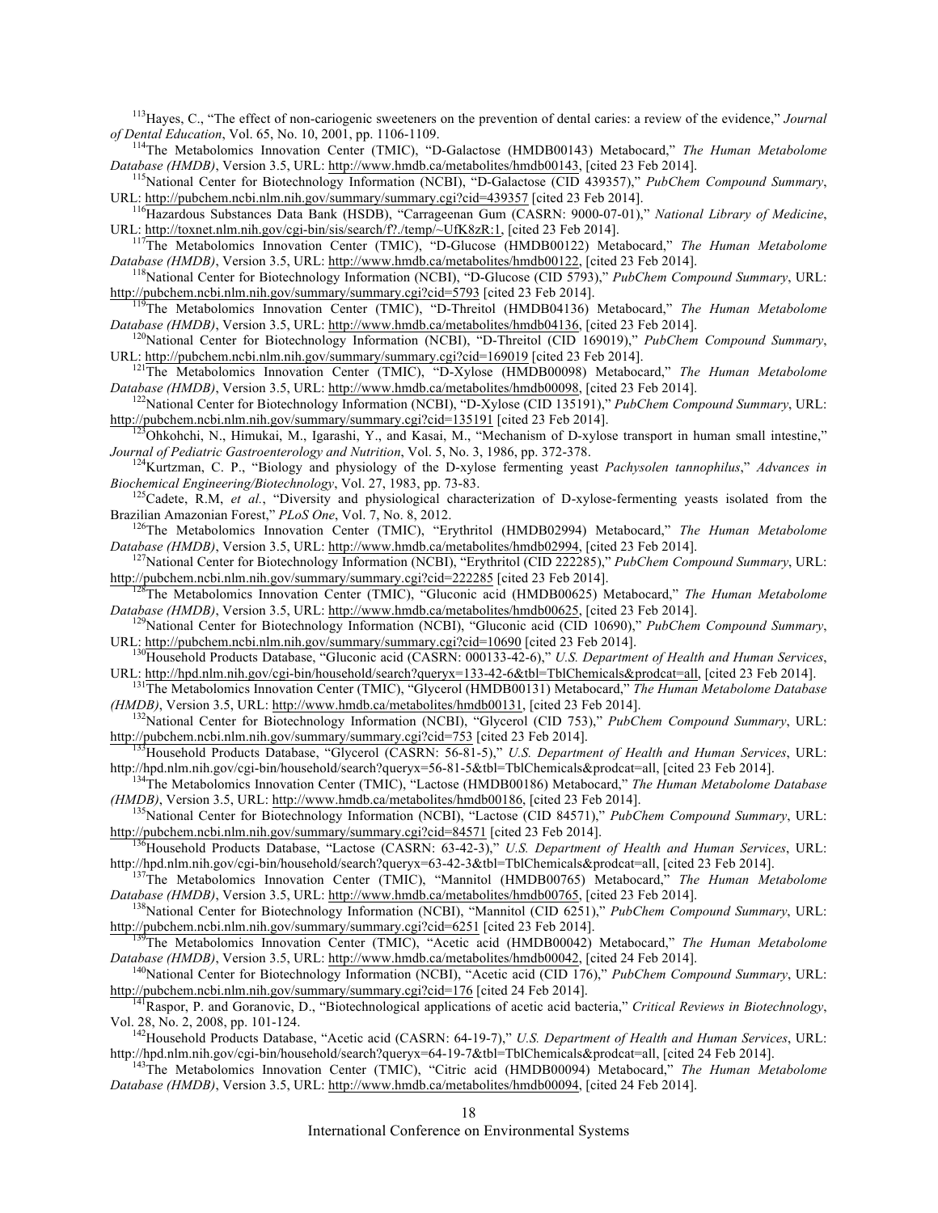[113]Hayes, C., "The effect of non-cariogenic sweeteners on the prevention of dental caries: a review of the evidence," *Journal of Dental Education*, Vol. 65, No. 10, 2001, pp. 1106-1109.

[114]The Metabolomics Innovation Center (TMIC), "D-Galactose (HMDB00143) Metabocard," *The Human Metabolome Database (HMDB)*, Version 3.5, URL: http://www.hmdb.ca/metabolites/hmdb00143, [cited 23 Feb 2014].

[115]National Center for Biotechnology Information (NCBI), "D-Galactose (CID 439357)," *PubChem Compound Summary*, URL: http://pubchem.ncbi.nlm.nih.gov/summary/summary.cgi?cid=439357 [cited 23 Feb 2014].

[116]Hazardous Substances Data Bank (HSDB), "Carrageenan Gum (CASRN: 9000-07-01)," *National Library of Medicine*, URL: http://toxnet.nlm.nih.gov/cgi-bin/sis/search/f?./temp/~UfK8zR:1, [cited 23 Feb 2014].

[117]The Metabolomics Innovation Center (TMIC), "D-Glucose (HMDB00122) Metabocard," *The Human Metabolome Database (HMDB)*, Version 3.5, URL: http://www.hmdb.ca/metabolites/hmdb00122, [cited 23 Feb 2014].

[118]National Center for Biotechnology Information (NCBI), "D-Glucose (CID 5793)," *PubChem Compound Summary*, URL: http://pubchem.ncbi.nlm.nih.gov/summary/summary.cgi?cid=5793 [cited 23 Feb 2014].

[119]The Metabolomics Innovation Center (TMIC), "D-Threitol (HMDB04136) Metabocard," *The Human Metabolome Database (HMDB)*, Version 3.5, URL: http://www.hmdb.ca/metabolites/hmdb04136, [cited 23 Feb 2014].

[120]National Center for Biotechnology Information (NCBI), "D-Threitol (CID 169019)," *PubChem Compound Summary*, URL: http://pubchem.ncbi.nlm.nih.gov/summary/summary.cgi?cid=169019 [cited 23 Feb 2014].

[121]The Metabolomics Innovation Center (TMIC), "D-Xylose (HMDB00098) Metabocard," *The Human Metabolome Database (HMDB)*, Version 3.5, URL: http://www.hmdb.ca/metabolites/hmdb00098, [cited 23 Feb 2014].

[122]National Center for Biotechnology Information (NCBI), "D-Xylose (CID 135191)," *PubChem Compound Summary*, URL: http://pubchem.ncbi.nlm.nih.gov/summary/summary.cgi?cid=135191 [cited 23 Feb 2014].

[123]Ohkohchi, N., Himukai, M., Igarashi, Y., and Kasai, M., "Mechanism of D-xylose transport in human small intestine," *Journal of Pediatric Gastroenterology and Nutrition*, Vol. 5, No. 3, 1986, pp. 372-378.

[124]Kurtzman, C. P., "Biology and physiology of the D-xylose fermenting yeast *Pachysolen tannophilus*," *Advances in Biochemical Engineering/Biotechnology*, Vol. 27, 1983, pp. 73-83.

[125]Cadete, R.M, *et al.*, "Diversity and physiological characterization of D-xylose-fermenting yeasts isolated from the Brazilian Amazonian Forest," *PLoS One*, Vol. 7, No. 8, 2012.

[126]The Metabolomics Innovation Center (TMIC), "Erythritol (HMDB02994) Metabocard," *The Human Metabolome Database (HMDB)*, Version 3.5, URL: http://www.hmdb.ca/metabolites/hmdb02994, [cited 23 Feb 2014].

[127]National Center for Biotechnology Information (NCBI), "Erythritol (CID 222285)," *PubChem Compound Summary*, URL: http://pubchem.ncbi.nlm.nih.gov/summary/summary.cgi?cid=222285 [cited 23 Feb 2014].

[128]The Metabolomics Innovation Center (TMIC), "Gluconic acid (HMDB00625) Metabocard," *The Human Metabolome Database (HMDB)*, Version 3.5, URL: http://www.hmdb.ca/metabolites/hmdb00625, [cited 23 Feb 2014].

[129]National Center for Biotechnology Information (NCBI), "Gluconic acid (CID 10690)," *PubChem Compound Summary*, URL: http://pubchem.ncbi.nlm.nih.gov/summary/summary.cgi?cid=10690 [cited 23 Feb 2014].

[130]Household Products Database, "Gluconic acid (CASRN: 000133-42-6)," *U.S. Department of Health and Human Services*, URL: http://hpd.nlm.nih.gov/cgi-bin/household/search?queryx=133-42-6&tbl=TblChemicals&prodcat=all, [cited 23 Feb 2014].

[131]The Metabolomics Innovation Center (TMIC), "Glycerol (HMDB00131) Metabocard," *The Human Metabolome Database (HMDB)*, Version 3.5, URL: http://www.hmdb.ca/metabolites/hmdb00131, [cited 23 Feb 2014].

[132]National Center for Biotechnology Information (NCBI), "Glycerol (CID 753)," *PubChem Compound Summary*, URL: http://pubchem.ncbi.nlm.nih.gov/summary/summary.cgi?cid=753 [cited 23 Feb 2014].

[133]Household Products Database, "Glycerol (CASRN: 56-81-5)," *U.S. Department of Health and Human Services*, URL: http://hpd.nlm.nih.gov/cgi-bin/household/search?queryx=56-81-5&tbl=TblChemicals&prodcat=all, [cited 23 Feb 2014].

[134]The Metabolomics Innovation Center (TMIC), "Lactose (HMDB00186) Metabocard," *The Human Metabolome Database (HMDB)*, Version 3.5, URL: http://www.hmdb.ca/metabolites/hmdb00186, [cited 23 Feb 2014].

[135]National Center for Biotechnology Information (NCBI), "Lactose (CID 84571)," *PubChem Compound Summary*, URL: http://pubchem.ncbi.nlm.nih.gov/summary/summary.cgi?cid=84571 [cited 23 Feb 2014].

[136]Household Products Database, "Lactose (CASRN: 63-42-3)," *U.S. Department of Health and Human Services*, URL: http://hpd.nlm.nih.gov/cgi-bin/household/search?queryx=63-42-3&tbl=TblChemicals&prodcat=all, [cited 23 Feb 2014].

[137]The Metabolomics Innovation Center (TMIC), "Mannitol (HMDB00765) Metabocard," *The Human Metabolome Database (HMDB)*, Version 3.5, URL: http://www.hmdb.ca/metabolites/hmdb00765, [cited 23 Feb 2014].

[138]National Center for Biotechnology Information (NCBI), "Mannitol (CID 6251)," *PubChem Compound Summary*, URL: http://pubchem.ncbi.nlm.nih.gov/summary/summary.cgi?cid=6251 [cited 23 Feb 2014].

[139]The Metabolomics Innovation Center (TMIC), "Acetic acid (HMDB00042) Metabocard," *The Human Metabolome Database (HMDB)*, Version 3.5, URL: http://www.hmdb.ca/metabolites/hmdb00042, [cited 24 Feb 2014].

[140]National Center for Biotechnology Information (NCBI), "Acetic acid (CID 176)," *PubChem Compound Summary*, URL: http://pubchem.ncbi.nlm.nih.gov/summary/summary.cgi?cid=176 [cited 24 Feb 2014].

[141]Raspor, P. and Goranovic, D., "Biotechnological applications of acetic acid bacteria," *Critical Reviews in Biotechnology*, Vol. 28, No. 2, 2008, pp. 101-124.

[142]Household Products Database, "Acetic acid (CASRN: 64-19-7)," *U.S. Department of Health and Human Services*, URL: http://hpd.nlm.nih.gov/cgi-bin/household/search?queryx=64-19-7&tbl=TblChemicals&prodcat=all, [cited 24 Feb 2014].

[143]The Metabolomics Innovation Center (TMIC), "Citric acid (HMDB00094) Metabocard," *The Human Metabolome Database (HMDB)*, Version 3.5, URL: http://www.hmdb.ca/metabolites/hmdb00094, [cited 24 Feb 2014].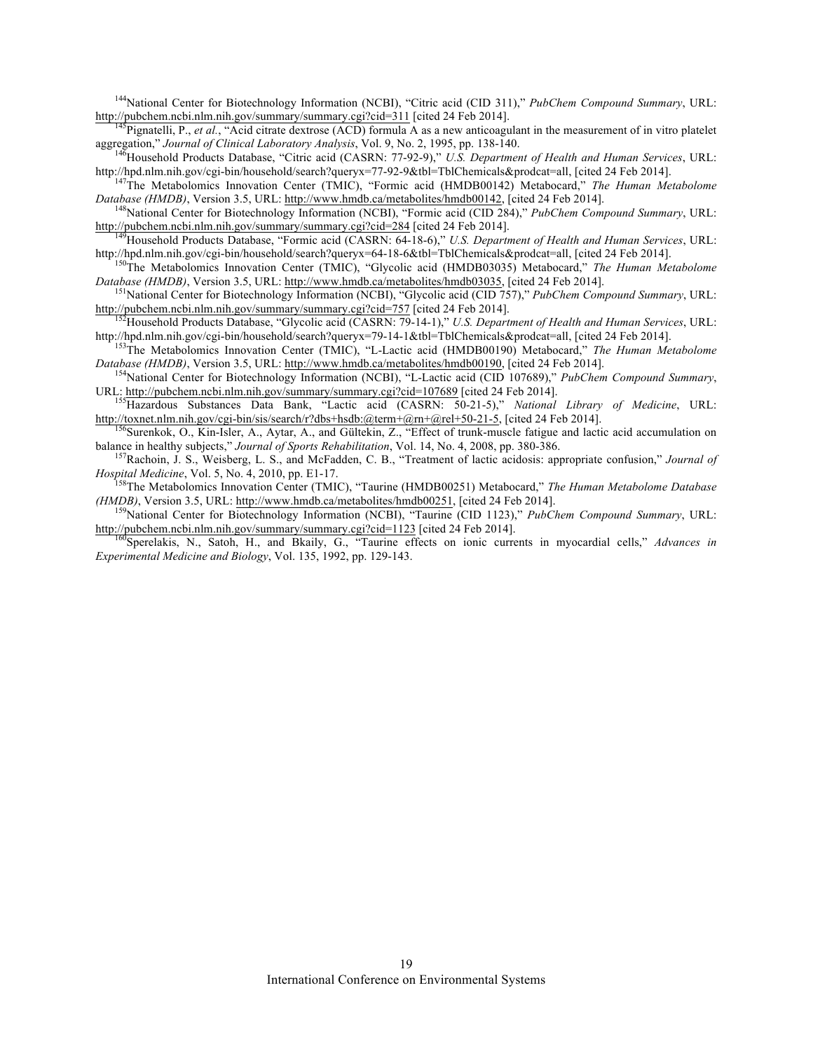[144]National Center for Biotechnology Information (NCBI), "Citric acid (CID 311)," *PubChem Compound Summary*, URL: http://pubchem.ncbi.nlm.nih.gov/summary/summary.cgi?cid=311 [cited 24 Feb 2014].

[145]Pignatelli, P., *et al.*, "Acid citrate dextrose (ACD) formula A as a new anticoagulant in the measurement of in vitro platelet aggregation," *Journal of Clinical Laboratory Analysis*, Vol. 9, No. 2, 1995, pp. 138-140.

[146]Household Products Database, "Citric acid (CASRN: 77-92-9)," *U.S. Department of Health and Human Services*, URL: http://hpd.nlm.nih.gov/cgi-bin/household/search?queryx=77-92-9&tbl=TblChemicals&prodcat=all, [cited 24 Feb 2014].

[147]The Metabolomics Innovation Center (TMIC), "Formic acid (HMDB00142) Metabocard," *The Human Metabolome Database (HMDB)*, Version 3.5, URL: http://www.hmdb.ca/metabolites/hmdb00142, [cited 24 Feb 2014].

[148]National Center for Biotechnology Information (NCBI), "Formic acid (CID 284)," *PubChem Compound Summary*, URL: http://pubchem.ncbi.nlm.nih.gov/summary/summary.cgi?cid=284 [cited 24 Feb 2014].

[149]Household Products Database, "Formic acid (CASRN: 64-18-6)," *U.S. Department of Health and Human Services*, URL: http://hpd.nlm.nih.gov/cgi-bin/household/search?queryx=64-18-6&tbl=TblChemicals&prodcat=all, [cited 24 Feb 2014].

[150]The Metabolomics Innovation Center (TMIC), "Glycolic acid (HMDB03035) Metabocard," *The Human Metabolome Database (HMDB)*, Version 3.5, URL: http://www.hmdb.ca/metabolites/hmdb03035, [cited 24 Feb 2014].

[151]National Center for Biotechnology Information (NCBI), "Glycolic acid (CID 757)," *PubChem Compound Summary*, URL: http://pubchem.ncbi.nlm.nih.gov/summary/summary.cgi?cid=757 [cited 24 Feb 2014].

[152]Household Products Database, "Glycolic acid (CASRN: 79-14-1)," *U.S. Department of Health and Human Services*, URL: http://hpd.nlm.nih.gov/cgi-bin/household/search?queryx=79-14-1&tbl=TblChemicals&prodcat=all, [cited 24 Feb 2014].

[153]The Metabolomics Innovation Center (TMIC), "L-Lactic acid (HMDB00190) Metabocard," *The Human Metabolome Database (HMDB)*, Version 3.5, URL: http://www.hmdb.ca/metabolites/hmdb00190, [cited 24 Feb 2014].

[154]National Center for Biotechnology Information (NCBI), "L-Lactic acid (CID 107689)," *PubChem Compound Summary*, URL: http://pubchem.ncbi.nlm.nih.gov/summary/summary.cgi?cid=107689 [cited 24 Feb 2014].

[155]Hazardous Substances Data Bank, "Lactic acid (CASRN: 50-21-5)," *National Library of Medicine*, URL: http://toxnet.nlm.nih.gov/cgi-bin/sis/search/r?dbs+hsdb:@term+@rn+@rel+50-21-5, [cited 24 Feb 2014].

[156]Surenkok, O., Kin-Isler, A., Aytar, A., and Gültekin, Z., "Effect of trunk-muscle fatigue and lactic acid accumulation on balance in healthy subjects," *Journal of Sports Rehabilitation*, Vol. 14, No. 4, 2008, pp. 380-386.

[157]Rachoin, J. S., Weisberg, L. S., and McFadden, C. B., "Treatment of lactic acidosis: appropriate confusion," *Journal of Hospital Medicine*, Vol. 5, No. 4, 2010, pp. E1-17.

[158]The Metabolomics Innovation Center (TMIC), "Taurine (HMDB00251) Metabocard," *The Human Metabolome Database (HMDB)*, Version 3.5, URL: http://www.hmdb.ca/metabolites/hmdb00251, [cited 24 Feb 2014].

[159]National Center for Biotechnology Information (NCBI), "Taurine (CID 1123)," *PubChem Compound Summary*, URL: http://pubchem.ncbi.nlm.nih.gov/summary/summary.cgi?cid=1123 [cited 24 Feb 2014].

[160]Sperelakis, N., Satoh, H., and Bkaily, G., "Taurine effects on ionic currents in myocardial cells," *Advances in Experimental Medicine and Biology*, Vol. 135, 1992, pp. 129-143.